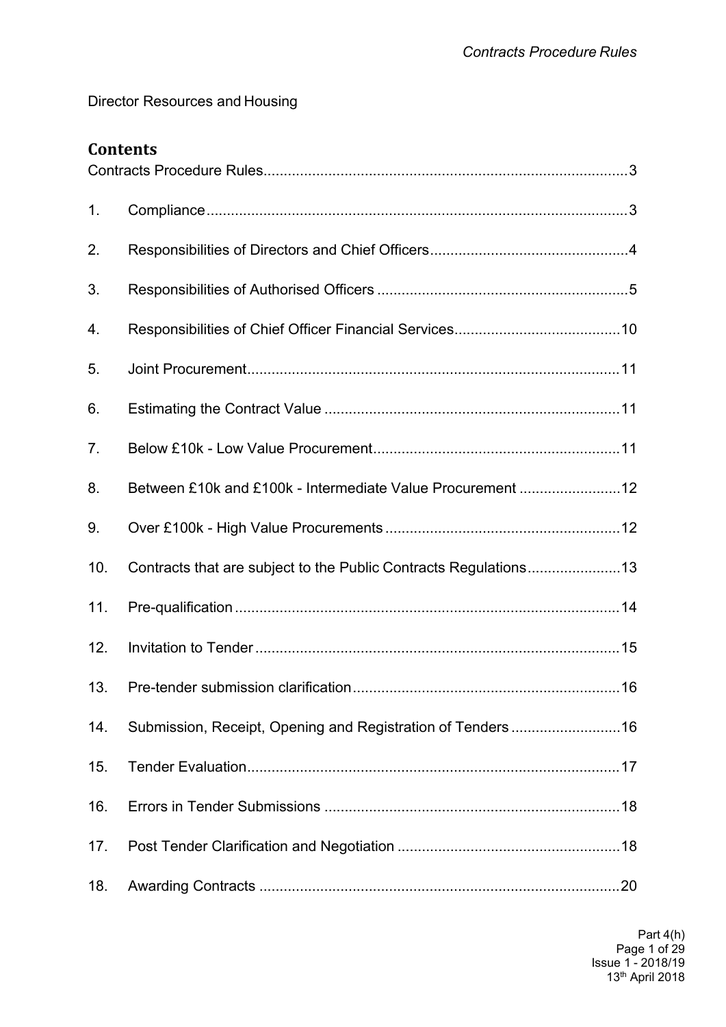Director Resources and Housing

## Contents

Contracts Procedure Rules......................................................................................3

1. Compliance......................................................................................................3
2. Responsibilities of Directors and Chief Officers................................................4
3. Responsibilities of Authorised Officers .............................................................5
4. Responsibilities of Chief Officer Financial Services.........................................10
5. Joint Procurement...........................................................................................11
6. Estimating the Contract Value ........................................................................11
7. Below £10k - Low Value Procurement............................................................11
8. Between £10k and £100k - Intermediate Value Procurement .........................12
9. Over £100k - High Value Procurements .........................................................12
10. Contracts that are subject to the Public Contracts Regulations.......................13
11. Pre-qualification ..............................................................................................14
12. Invitation to Tender .........................................................................................15
13. Pre-tender submission clarification.................................................................16
14. Submission, Receipt, Opening and Registration of Tenders ..........................16
15. Tender Evaluation...........................................................................................17
16. Errors in Tender Submissions ........................................................................18
17. Post Tender Clarification and Negotiation ......................................................18
18. Awarding Contracts ........................................................................................20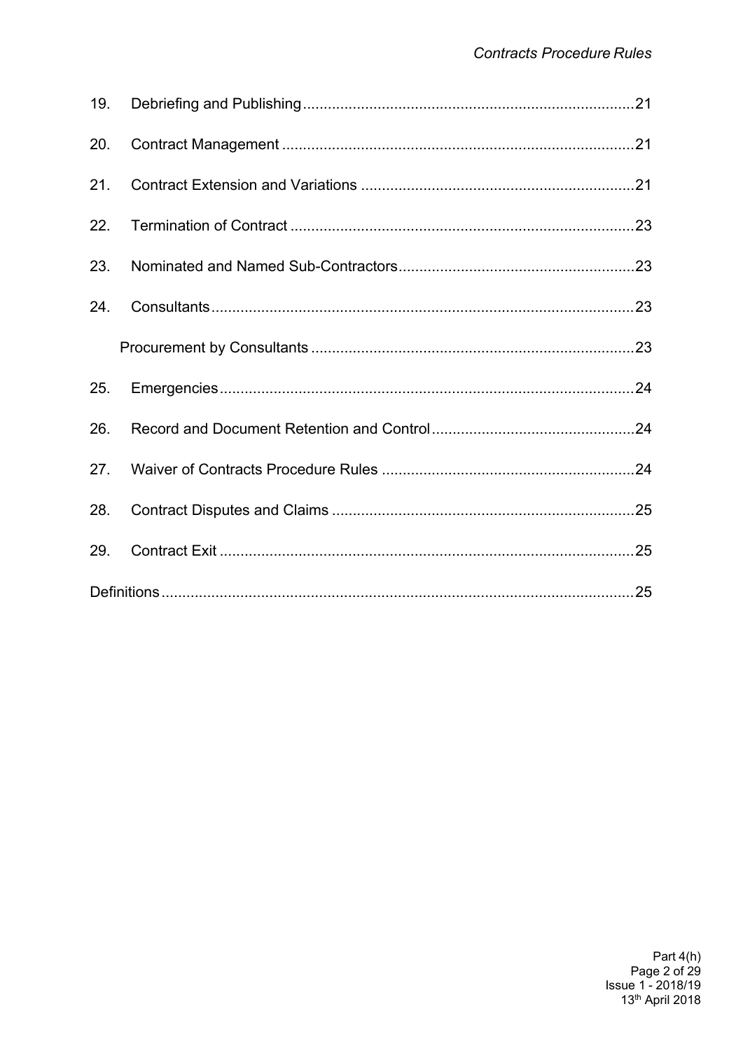| | | |
|---|---|---|
| 19. | Debriefing and Publishing | 21 |
| 20. | Contract Management | 21 |
| 21. | Contract Extension and Variations | 21 |
| 22. | Termination of Contract | 23 |
| 23. | Nominated and Named Sub-Contractors | 23 |
| 24. | Consultants | 23 |
| | Procurement by Consultants | 23 |
| 25. | Emergencies | 24 |
| 26. | Record and Document Retention and Control | 24 |
| 27. | Waiver of Contracts Procedure Rules | 24 |
| 28. | Contract Disputes and Claims | 25 |
| 29. | Contract Exit | 25 |
| Definitions | | 25 |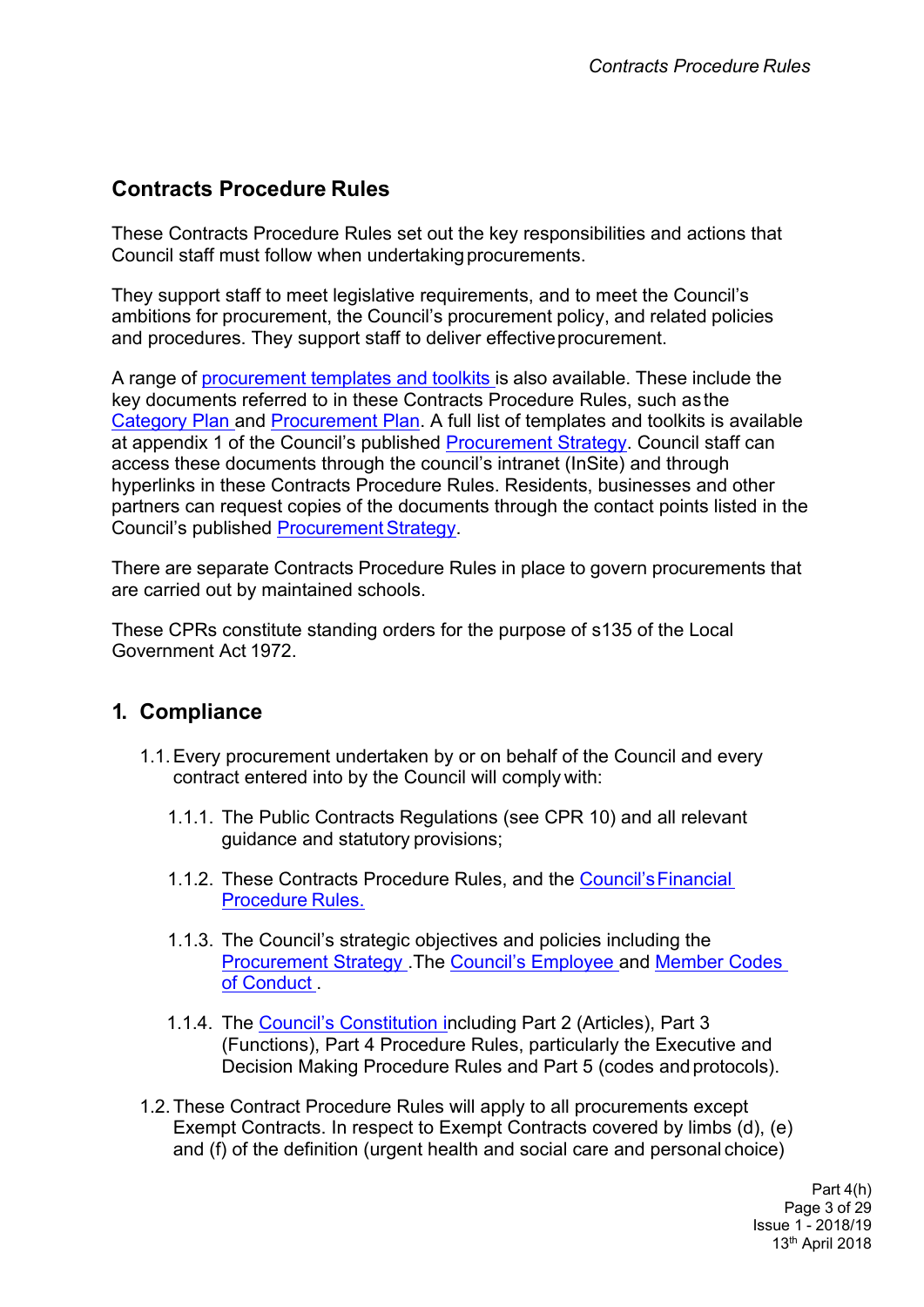## Contracts Procedure Rules

These Contracts Procedure Rules set out the key responsibilities and actions that Council staff must follow when undertaking procurements.

They support staff to meet legislative requirements, and to meet the Council's ambitions for procurement, the Council's procurement policy, and related policies and procedures. They support staff to deliver effective procurement.

A range of procurement templates and toolkits is also available. These include the key documents referred to in these Contracts Procedure Rules, such as the Category Plan and Procurement Plan. A full list of templates and toolkits is available at appendix 1 of the Council's published Procurement Strategy. Council staff can access these documents through the council's intranet (InSite) and through hyperlinks in these Contracts Procedure Rules. Residents, businesses and other partners can request copies of the documents through the contact points listed in the Council's published Procurement Strategy.

There are separate Contracts Procedure Rules in place to govern procurements that are carried out by maintained schools.

These CPRs constitute standing orders for the purpose of s135 of the Local Government Act 1972.

## 1. Compliance

1.1. Every procurement undertaken by or on behalf of the Council and every contract entered into by the Council will comply with:

1.1.1. The Public Contracts Regulations (see CPR 10) and all relevant guidance and statutory provisions;

1.1.2. These Contracts Procedure Rules, and the Council's Financial Procedure Rules.

1.1.3. The Council's strategic objectives and policies including the Procurement Strategy .The Council's Employee and Member Codes of Conduct .

1.1.4. The Council's Constitution including Part 2 (Articles), Part 3 (Functions), Part 4 Procedure Rules, particularly the Executive and Decision Making Procedure Rules and Part 5 (codes and protocols).

1.2. These Contract Procedure Rules will apply to all procurements except Exempt Contracts. In respect to Exempt Contracts covered by limbs (d), (e) and (f) of the definition (urgent health and social care and personal choice)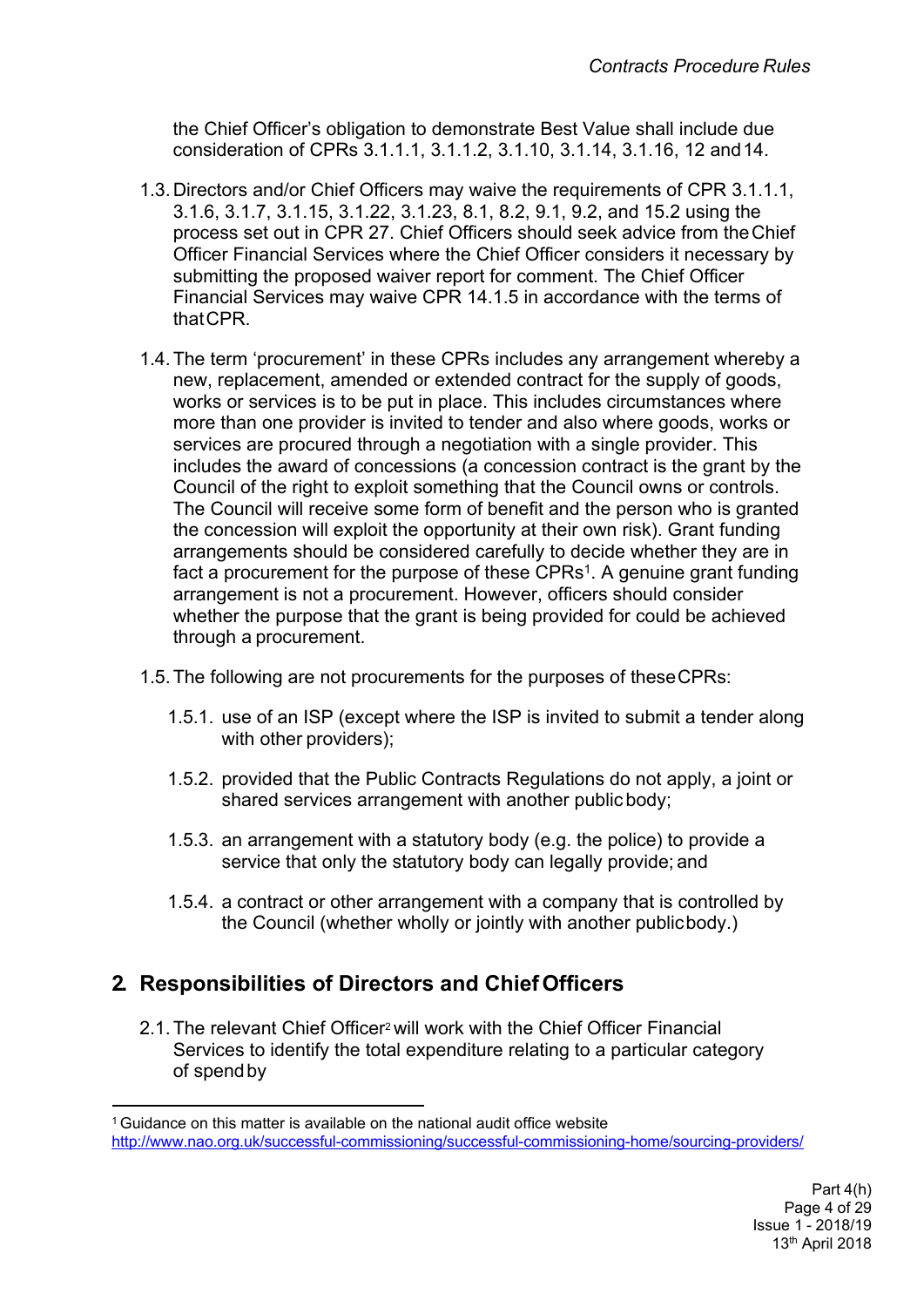the Chief Officer's obligation to demonstrate Best Value shall include due consideration of CPRs 3.1.1.1, 3.1.1.2, 3.1.10, 3.1.14, 3.1.16, 12 and 14.

1.3. Directors and/or Chief Officers may waive the requirements of CPR 3.1.1.1, 3.1.6, 3.1.7, 3.1.15, 3.1.22, 3.1.23, 8.1, 8.2, 9.1, 9.2, and 15.2 using the process set out in CPR 27. Chief Officers should seek advice from the Chief Officer Financial Services where the Chief Officer considers it necessary by submitting the proposed waiver report for comment. The Chief Officer Financial Services may waive CPR 14.1.5 in accordance with the terms of that CPR.

1.4. The term 'procurement' in these CPRs includes any arrangement whereby a new, replacement, amended or extended contract for the supply of goods, works or services is to be put in place. This includes circumstances where more than one provider is invited to tender and also where goods, works or services are procured through a negotiation with a single provider. This includes the award of concessions (a concession contract is the grant by the Council of the right to exploit something that the Council owns or controls. The Council will receive some form of benefit and the person who is granted the concession will exploit the opportunity at their own risk). Grant funding arrangements should be considered carefully to decide whether they are in fact a procurement for the purpose of these CPRs[1]. A genuine grant funding arrangement is not a procurement. However, officers should consider whether the purpose that the grant is being provided for could be achieved through a procurement.

1.5. The following are not procurements for the purposes of these CPRs:

1.5.1. use of an ISP (except where the ISP is invited to submit a tender along with other providers);

1.5.2. provided that the Public Contracts Regulations do not apply, a joint or shared services arrangement with another public body;

1.5.3. an arrangement with a statutory body (e.g. the police) to provide a service that only the statutory body can legally provide; and

1.5.4. a contract or other arrangement with a company that is controlled by the Council (whether wholly or jointly with another public body.)

## 2. Responsibilities of Directors and Chief Officers

2.1. The relevant Chief Officer[2] will work with the Chief Officer Financial Services to identify the total expenditure relating to a particular category of spend by

[1] Guidance on this matter is available on the national audit office website http://www.nao.org.uk/successful-commissioning/successful-commissioning-home/sourcing-providers/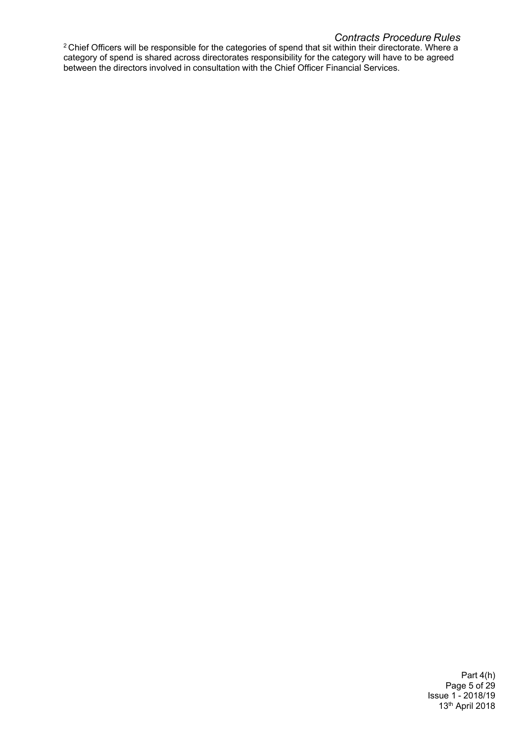[2] Chief Officers will be responsible for the categories of spend that sit within their directorate. Where a category of spend is shared across directorates responsibility for the category will have to be agreed between the directors involved in consultation with the Chief Officer Financial Services.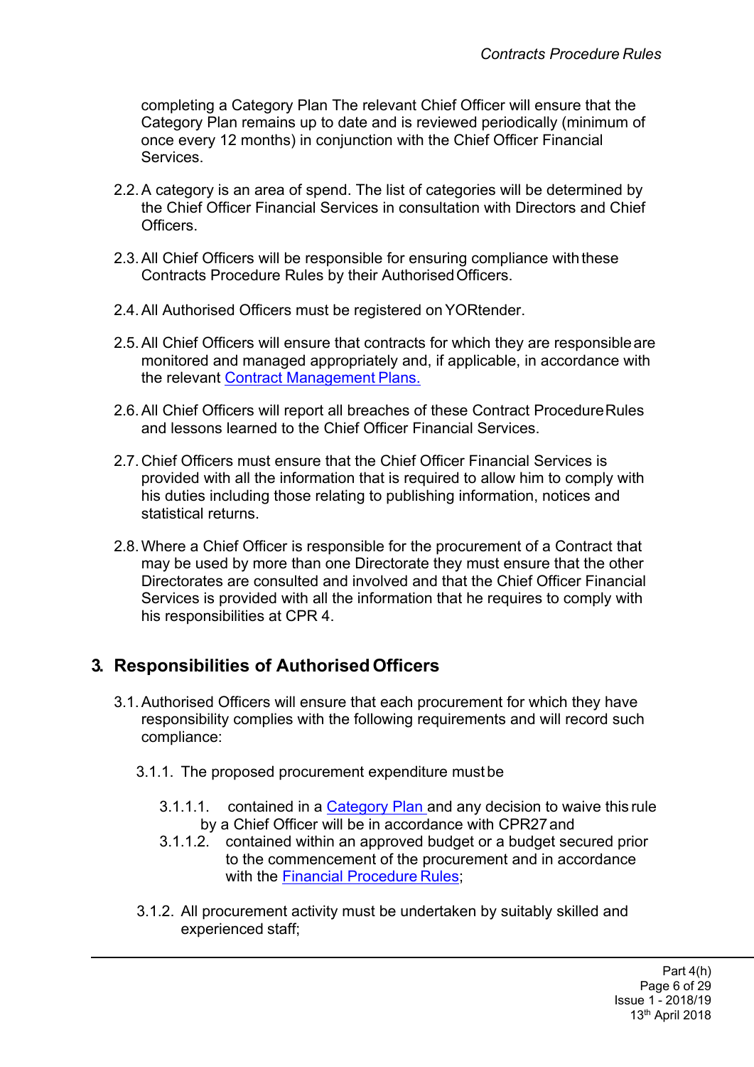completing a Category Plan The relevant Chief Officer will ensure that the Category Plan remains up to date and is reviewed periodically (minimum of once every 12 months) in conjunction with the Chief Officer Financial Services.

2.2. A category is an area of spend. The list of categories will be determined by the Chief Officer Financial Services in consultation with Directors and Chief Officers.

2.3. All Chief Officers will be responsible for ensuring compliance with these Contracts Procedure Rules by their Authorised Officers.

2.4. All Authorised Officers must be registered on YORtender.

2.5. All Chief Officers will ensure that contracts for which they are responsible are monitored and managed appropriately and, if applicable, in accordance with the relevant Contract Management Plans.

2.6. All Chief Officers will report all breaches of these Contract Procedure Rules and lessons learned to the Chief Officer Financial Services.

2.7. Chief Officers must ensure that the Chief Officer Financial Services is provided with all the information that is required to allow him to comply with his duties including those relating to publishing information, notices and statistical returns.

2.8. Where a Chief Officer is responsible for the procurement of a Contract that may be used by more than one Directorate they must ensure that the other Directorates are consulted and involved and that the Chief Officer Financial Services is provided with all the information that he requires to comply with his responsibilities at CPR 4.

## 3. Responsibilities of Authorised Officers

3.1. Authorised Officers will ensure that each procurement for which they have responsibility complies with the following requirements and will record such compliance:

3.1.1. The proposed procurement expenditure must be

3.1.1.1. contained in a Category Plan and any decision to waive this rule by a Chief Officer will be in accordance with CPR27 and

3.1.1.2. contained within an approved budget or a budget secured prior to the commencement of the procurement and in accordance with the Financial Procedure Rules;

3.1.2. All procurement activity must be undertaken by suitably skilled and experienced staff;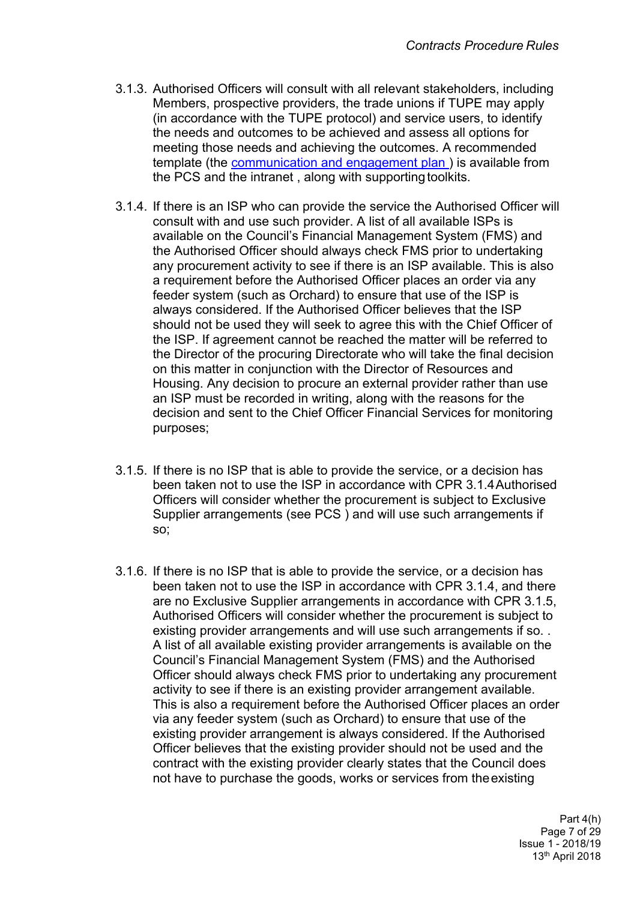3.1.3. Authorised Officers will consult with all relevant stakeholders, including Members, prospective providers, the trade unions if TUPE may apply (in accordance with the TUPE protocol) and service users, to identify the needs and outcomes to be achieved and assess all options for meeting those needs and achieving the outcomes. A recommended template (the [communication and engagement plan ]) is available from the PCS and the intranet , along with supporting toolkits.

3.1.4. If there is an ISP who can provide the service the Authorised Officer will consult with and use such provider. A list of all available ISPs is available on the Council's Financial Management System (FMS) and the Authorised Officer should always check FMS prior to undertaking any procurement activity to see if there is an ISP available. This is also a requirement before the Authorised Officer places an order via any feeder system (such as Orchard) to ensure that use of the ISP is always considered. If the Authorised Officer believes that the ISP should not be used they will seek to agree this with the Chief Officer of the ISP. If agreement cannot be reached the matter will be referred to the Director of the procuring Directorate who will take the final decision on this matter in conjunction with the Director of Resources and Housing. Any decision to procure an external provider rather than use an ISP must be recorded in writing, along with the reasons for the decision and sent to the Chief Officer Financial Services for monitoring purposes;

3.1.5. If there is no ISP that is able to provide the service, or a decision has been taken not to use the ISP in accordance with CPR 3.1.4 Authorised Officers will consider whether the procurement is subject to Exclusive Supplier arrangements (see PCS ) and will use such arrangements if so;

3.1.6. If there is no ISP that is able to provide the service, or a decision has been taken not to use the ISP in accordance with CPR 3.1.4, and there are no Exclusive Supplier arrangements in accordance with CPR 3.1.5, Authorised Officers will consider whether the procurement is subject to existing provider arrangements and will use such arrangements if so. . A list of all available existing provider arrangements is available on the Council's Financial Management System (FMS) and the Authorised Officer should always check FMS prior to undertaking any procurement activity to see if there is an existing provider arrangement available. This is also a requirement before the Authorised Officer places an order via any feeder system (such as Orchard) to ensure that use of the existing provider arrangement is always considered. If the Authorised Officer believes that the existing provider should not be used and the contract with the existing provider clearly states that the Council does not have to purchase the goods, works or services from the existing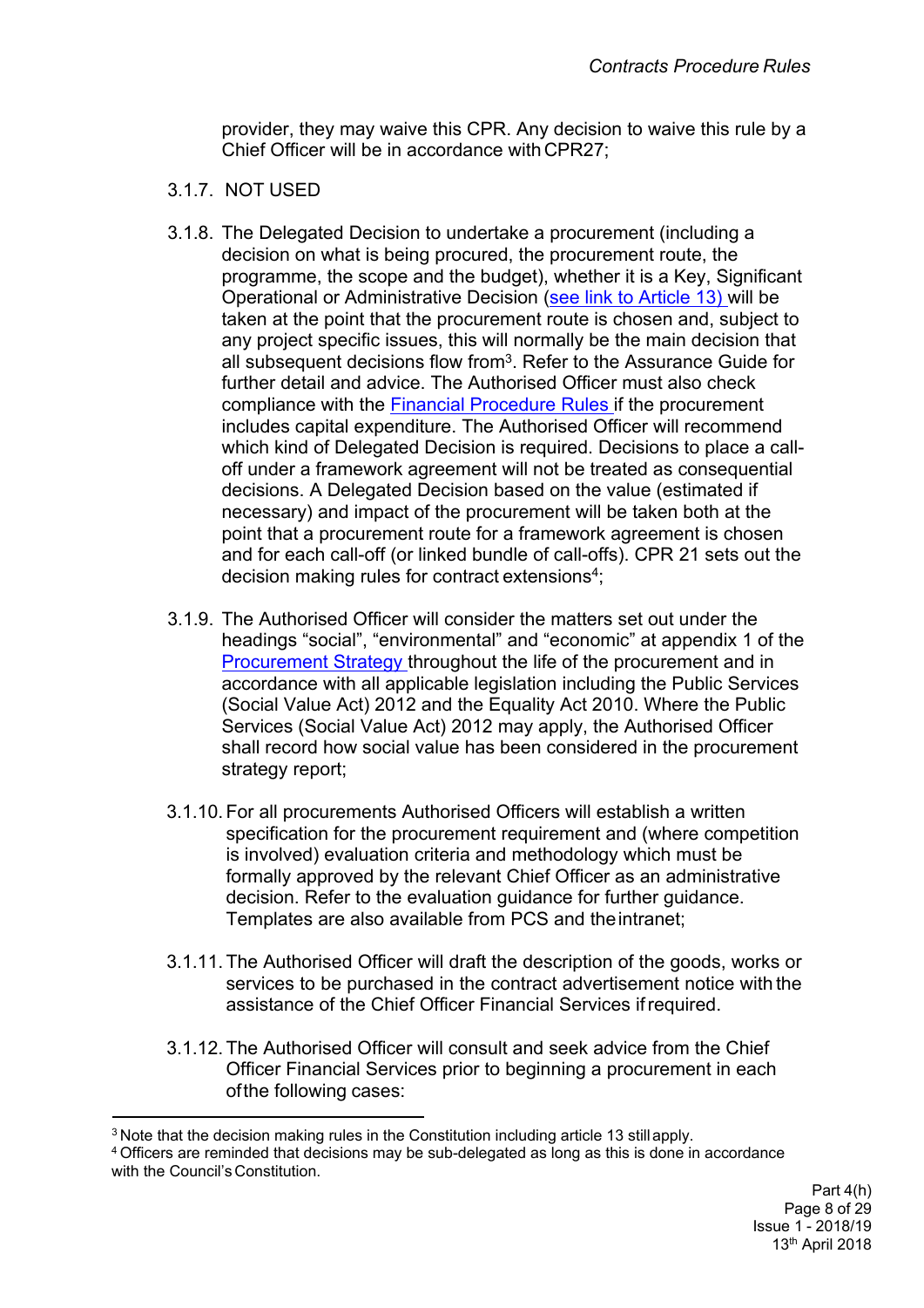provider, they may waive this CPR. Any decision to waive this rule by a Chief Officer will be in accordance with CPR27;

3.1.7. NOT USED

3.1.8. The Delegated Decision to undertake a procurement (including a decision on what is being procured, the procurement route, the programme, the scope and the budget), whether it is a Key, Significant Operational or Administrative Decision ([see link to Article 13)](#) will be taken at the point that the procurement route is chosen and, subject to any project specific issues, this will normally be the main decision that all subsequent decisions flow from[3]. Refer to the Assurance Guide for further detail and advice. The Authorised Officer must also check compliance with the [Financial Procedure Rules](#) if the procurement includes capital expenditure. The Authorised Officer will recommend which kind of Delegated Decision is required. Decisions to place a call-off under a framework agreement will not be treated as consequential decisions. A Delegated Decision based on the value (estimated if necessary) and impact of the procurement will be taken both at the point that a procurement route for a framework agreement is chosen and for each call-off (or linked bundle of call-offs). CPR 21 sets out the decision making rules for contract extensions[4];

3.1.9. The Authorised Officer will consider the matters set out under the headings "social", "environmental" and "economic" at appendix 1 of the [Procurement Strategy](#) throughout the life of the procurement and in accordance with all applicable legislation including the Public Services (Social Value Act) 2012 and the Equality Act 2010. Where the Public Services (Social Value Act) 2012 may apply, the Authorised Officer shall record how social value has been considered in the procurement strategy report;

3.1.10. For all procurements Authorised Officers will establish a written specification for the procurement requirement and (where competition is involved) evaluation criteria and methodology which must be formally approved by the relevant Chief Officer as an administrative decision. Refer to the evaluation guidance for further guidance. Templates are also available from PCS and the intranet;

3.1.11. The Authorised Officer will draft the description of the goods, works or services to be purchased in the contract advertisement notice with the assistance of the Chief Officer Financial Services if required.

3.1.12. The Authorised Officer will consult and seek advice from the Chief Officer Financial Services prior to beginning a procurement in each of the following cases:

---

[3] Note that the decision making rules in the Constitution including article 13 still apply.

[4] Officers are reminded that decisions may be sub-delegated as long as this is done in accordance with the Council's Constitution.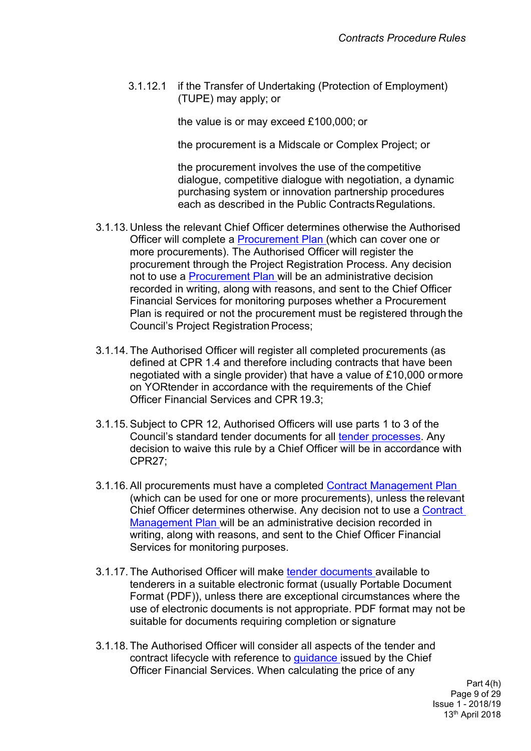3.1.12.1 if the Transfer of Undertaking (Protection of Employment) (TUPE) may apply; or

the value is or may exceed £100,000; or

the procurement is a Midscale or Complex Project; or

the procurement involves the use of the competitive dialogue, competitive dialogue with negotiation, a dynamic purchasing system or innovation partnership procedures each as described in the Public Contracts Regulations.

3.1.13. Unless the relevant Chief Officer determines otherwise the Authorised Officer will complete a Procurement Plan (which can cover one or more procurements). The Authorised Officer will register the procurement through the Project Registration Process. Any decision not to use a Procurement Plan will be an administrative decision recorded in writing, along with reasons, and sent to the Chief Officer Financial Services for monitoring purposes whether a Procurement Plan is required or not the procurement must be registered through the Council's Project Registration Process;

3.1.14. The Authorised Officer will register all completed procurements (as defined at CPR 1.4 and therefore including contracts that have been negotiated with a single provider) that have a value of £10,000 or more on YORtender in accordance with the requirements of the Chief Officer Financial Services and CPR 19.3;

3.1.15. Subject to CPR 12, Authorised Officers will use parts 1 to 3 of the Council's standard tender documents for all tender processes. Any decision to waive this rule by a Chief Officer will be in accordance with CPR27;

3.1.16. All procurements must have a completed Contract Management Plan (which can be used for one or more procurements), unless the relevant Chief Officer determines otherwise. Any decision not to use a Contract Management Plan will be an administrative decision recorded in writing, along with reasons, and sent to the Chief Officer Financial Services for monitoring purposes.

3.1.17. The Authorised Officer will make tender documents available to tenderers in a suitable electronic format (usually Portable Document Format (PDF)), unless there are exceptional circumstances where the use of electronic documents is not appropriate. PDF format may not be suitable for documents requiring completion or signature

3.1.18. The Authorised Officer will consider all aspects of the tender and contract lifecycle with reference to guidance issued by the Chief Officer Financial Services. When calculating the price of any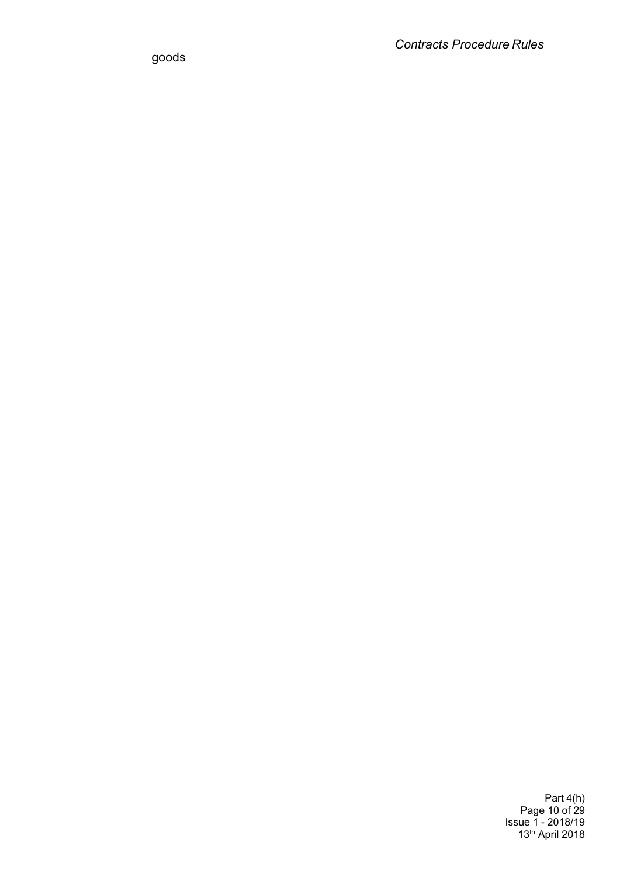goods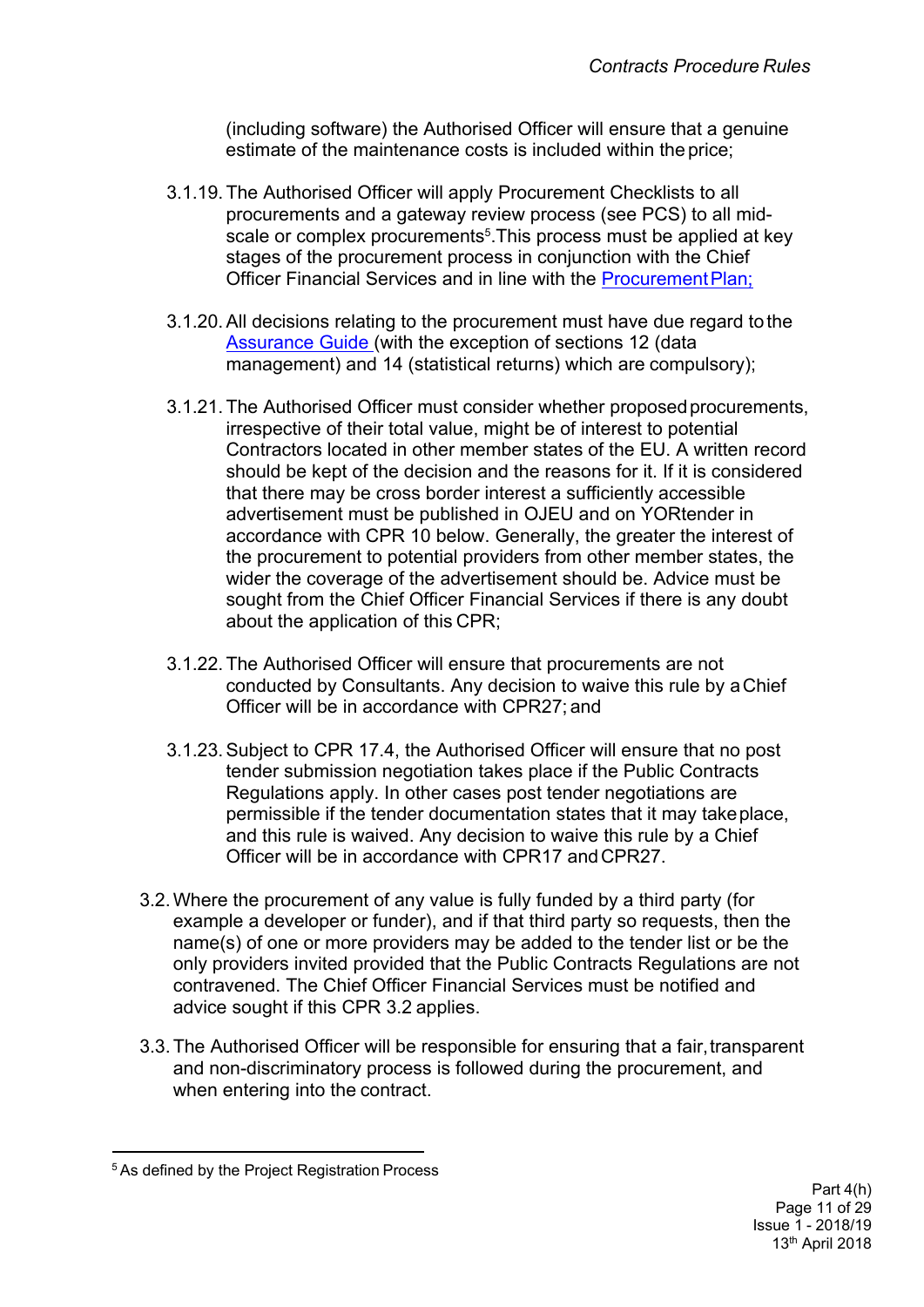(including software) the Authorised Officer will ensure that a genuine estimate of the maintenance costs is included within the price;

3.1.19. The Authorised Officer will apply Procurement Checklists to all procurements and a gateway review process (see PCS) to all mid-scale or complex procurements[5]. This process must be applied at key stages of the procurement process in conjunction with the Chief Officer Financial Services and in line with the [Procurement Plan;](#)

3.1.20. All decisions relating to the procurement must have due regard to the [Assurance Guide](#) (with the exception of sections 12 (data management) and 14 (statistical returns) which are compulsory);

3.1.21. The Authorised Officer must consider whether proposed procurements, irrespective of their total value, might be of interest to potential Contractors located in other member states of the EU. A written record should be kept of the decision and the reasons for it. If it is considered that there may be cross border interest a sufficiently accessible advertisement must be published in OJEU and on YORtender in accordance with CPR 10 below. Generally, the greater the interest of the procurement to potential providers from other member states, the wider the coverage of the advertisement should be. Advice must be sought from the Chief Officer Financial Services if there is any doubt about the application of this CPR;

3.1.22. The Authorised Officer will ensure that procurements are not conducted by Consultants. Any decision to waive this rule by a Chief Officer will be in accordance with CPR27; and

3.1.23. Subject to CPR 17.4, the Authorised Officer will ensure that no post tender submission negotiation takes place if the Public Contracts Regulations apply. In other cases post tender negotiations are permissible if the tender documentation states that it may take place, and this rule is waived. Any decision to waive this rule by a Chief Officer will be in accordance with CPR17 and CPR27.

3.2. Where the procurement of any value is fully funded by a third party (for example a developer or funder), and if that third party so requests, then the name(s) of one or more providers may be added to the tender list or be the only providers invited provided that the Public Contracts Regulations are not contravened. The Chief Officer Financial Services must be notified and advice sought if this CPR 3.2 applies.

3.3. The Authorised Officer will be responsible for ensuring that a fair, transparent and non-discriminatory process is followed during the procurement, and when entering into the contract.

---

[5] As defined by the Project Registration Process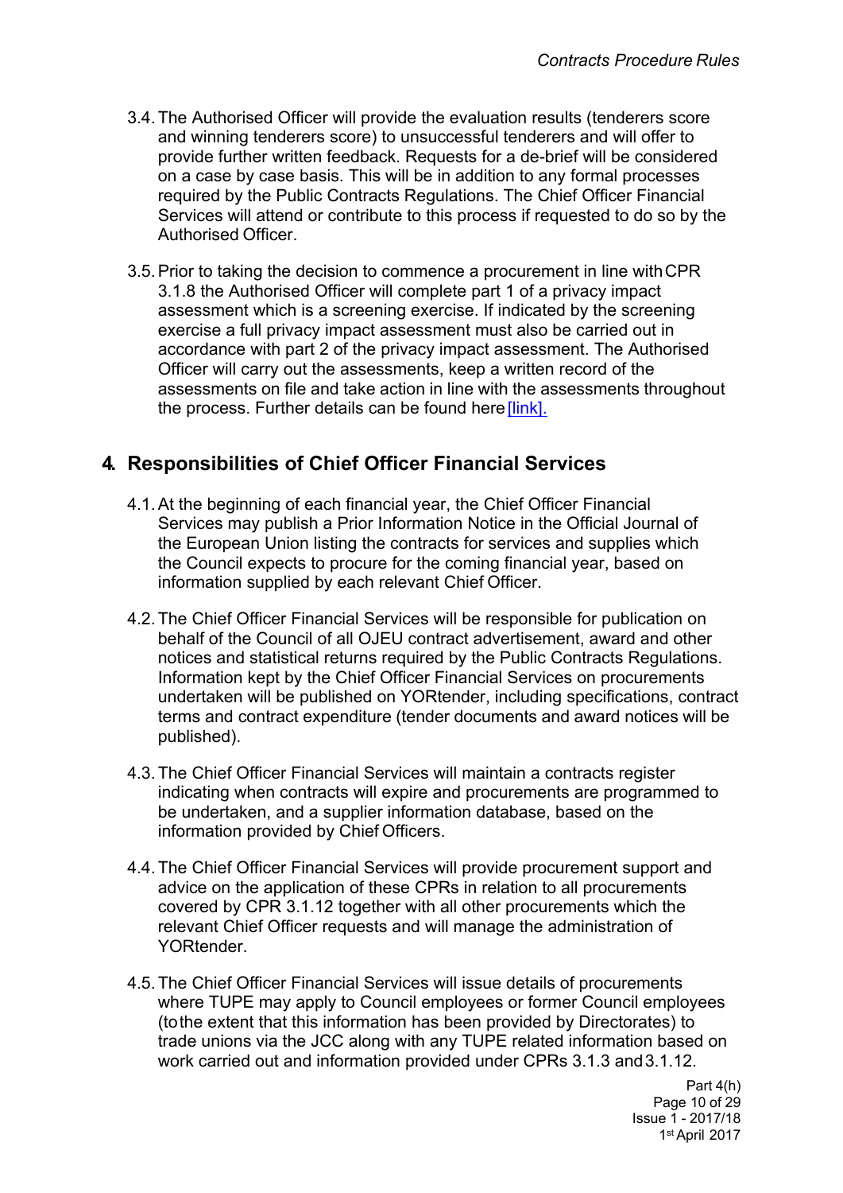3.4. The Authorised Officer will provide the evaluation results (tenderers score and winning tenderers score) to unsuccessful tenderers and will offer to provide further written feedback. Requests for a de-brief will be considered on a case by case basis. This will be in addition to any formal processes required by the Public Contracts Regulations. The Chief Officer Financial Services will attend or contribute to this process if requested to do so by the Authorised Officer.

3.5. Prior to taking the decision to commence a procurement in line with CPR 3.1.8 the Authorised Officer will complete part 1 of a privacy impact assessment which is a screening exercise. If indicated by the screening exercise a full privacy impact assessment must also be carried out in accordance with part 2 of the privacy impact assessment. The Authorised Officer will carry out the assessments, keep a written record of the assessments on file and take action in line with the assessments throughout the process. Further details can be found here [link].

## 4. Responsibilities of Chief Officer Financial Services

4.1. At the beginning of each financial year, the Chief Officer Financial Services may publish a Prior Information Notice in the Official Journal of the European Union listing the contracts for services and supplies which the Council expects to procure for the coming financial year, based on information supplied by each relevant Chief Officer.

4.2. The Chief Officer Financial Services will be responsible for publication on behalf of the Council of all OJEU contract advertisement, award and other notices and statistical returns required by the Public Contracts Regulations. Information kept by the Chief Officer Financial Services on procurements undertaken will be published on YORtender, including specifications, contract terms and contract expenditure (tender documents and award notices will be published).

4.3. The Chief Officer Financial Services will maintain a contracts register indicating when contracts will expire and procurements are programmed to be undertaken, and a supplier information database, based on the information provided by Chief Officers.

4.4. The Chief Officer Financial Services will provide procurement support and advice on the application of these CPRs in relation to all procurements covered by CPR 3.1.12 together with all other procurements which the relevant Chief Officer requests and will manage the administration of YORtender.

4.5. The Chief Officer Financial Services will issue details of procurements where TUPE may apply to Council employees or former Council employees (to the extent that this information has been provided by Directorates) to trade unions via the JCC along with any TUPE related information based on work carried out and information provided under CPRs 3.1.3 and 3.1.12.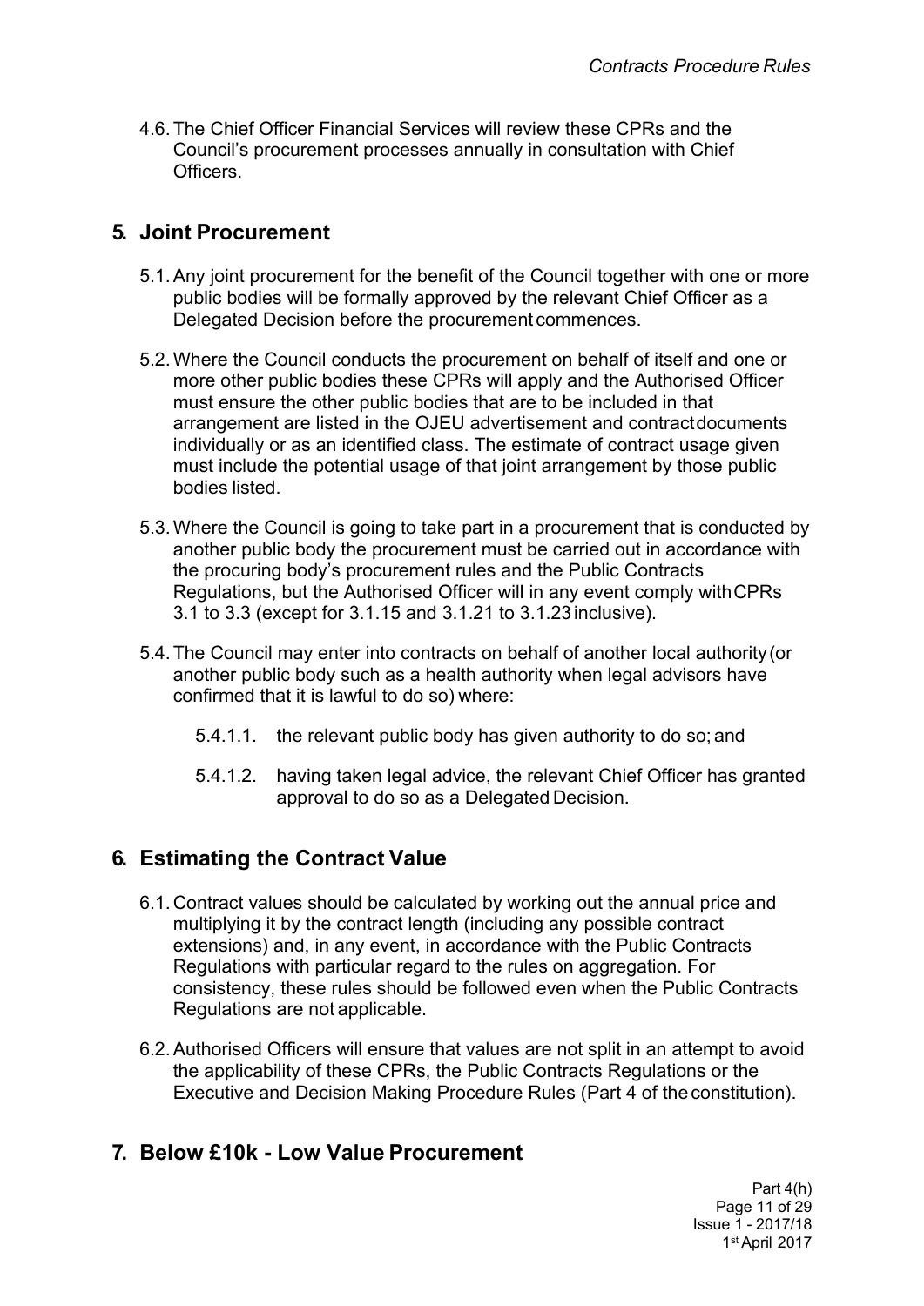4.6. The Chief Officer Financial Services will review these CPRs and the Council's procurement processes annually in consultation with Chief Officers.

## 5. Joint Procurement

5.1. Any joint procurement for the benefit of the Council together with one or more public bodies will be formally approved by the relevant Chief Officer as a Delegated Decision before the procurement commences.

5.2. Where the Council conducts the procurement on behalf of itself and one or more other public bodies these CPRs will apply and the Authorised Officer must ensure the other public bodies that are to be included in that arrangement are listed in the OJEU advertisement and contract documents individually or as an identified class. The estimate of contract usage given must include the potential usage of that joint arrangement by those public bodies listed.

5.3. Where the Council is going to take part in a procurement that is conducted by another public body the procurement must be carried out in accordance with the procuring body's procurement rules and the Public Contracts Regulations, but the Authorised Officer will in any event comply with CPRs 3.1 to 3.3 (except for 3.1.15 and 3.1.21 to 3.1.23 inclusive).

5.4. The Council may enter into contracts on behalf of another local authority (or another public body such as a health authority when legal advisors have confirmed that it is lawful to do so) where:

5.4.1.1. the relevant public body has given authority to do so; and

5.4.1.2. having taken legal advice, the relevant Chief Officer has granted approval to do so as a Delegated Decision.

## 6. Estimating the Contract Value

6.1. Contract values should be calculated by working out the annual price and multiplying it by the contract length (including any possible contract extensions) and, in any event, in accordance with the Public Contracts Regulations with particular regard to the rules on aggregation. For consistency, these rules should be followed even when the Public Contracts Regulations are not applicable.

6.2. Authorised Officers will ensure that values are not split in an attempt to avoid the applicability of these CPRs, the Public Contracts Regulations or the Executive and Decision Making Procedure Rules (Part 4 of the constitution).

## 7. Below £10k - Low Value Procurement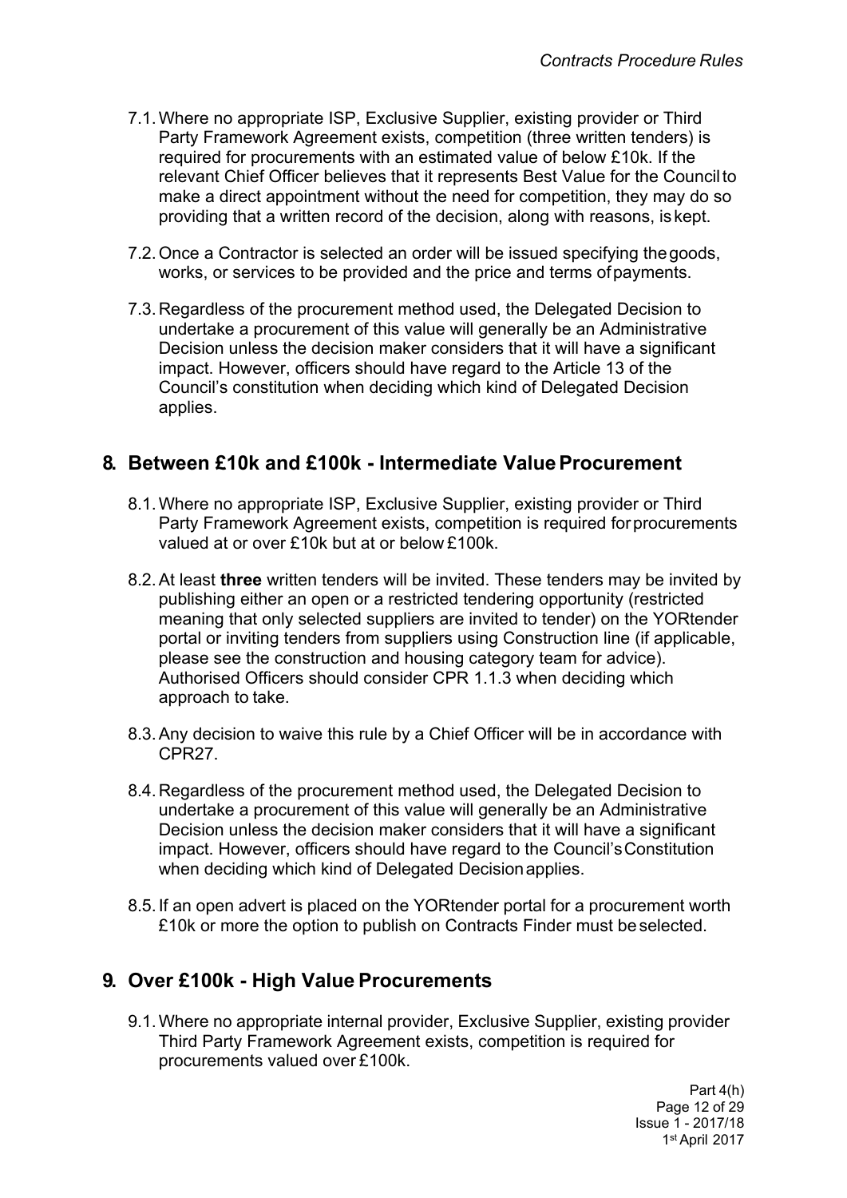7.1. Where no appropriate ISP, Exclusive Supplier, existing provider or Third Party Framework Agreement exists, competition (three written tenders) is required for procurements with an estimated value of below £10k. If the relevant Chief Officer believes that it represents Best Value for the Council to make a direct appointment without the need for competition, they may do so providing that a written record of the decision, along with reasons, is kept.

7.2. Once a Contractor is selected an order will be issued specifying the goods, works, or services to be provided and the price and terms of payments.

7.3. Regardless of the procurement method used, the Delegated Decision to undertake a procurement of this value will generally be an Administrative Decision unless the decision maker considers that it will have a significant impact. However, officers should have regard to the Article 13 of the Council's constitution when deciding which kind of Delegated Decision applies.

## 8. Between £10k and £100k - Intermediate Value Procurement

8.1. Where no appropriate ISP, Exclusive Supplier, existing provider or Third Party Framework Agreement exists, competition is required for procurements valued at or over £10k but at or below £100k.

8.2. At least **three** written tenders will be invited. These tenders may be invited by publishing either an open or a restricted tendering opportunity (restricted meaning that only selected suppliers are invited to tender) on the YORtender portal or inviting tenders from suppliers using Construction line (if applicable, please see the construction and housing category team for advice). Authorised Officers should consider CPR 1.1.3 when deciding which approach to take.

8.3. Any decision to waive this rule by a Chief Officer will be in accordance with CPR27.

8.4. Regardless of the procurement method used, the Delegated Decision to undertake a procurement of this value will generally be an Administrative Decision unless the decision maker considers that it will have a significant impact. However, officers should have regard to the Council's Constitution when deciding which kind of Delegated Decision applies.

8.5. If an open advert is placed on the YORtender portal for a procurement worth £10k or more the option to publish on Contracts Finder must be selected.

## 9. Over £100k - High Value Procurements

9.1. Where no appropriate internal provider, Exclusive Supplier, existing provider Third Party Framework Agreement exists, competition is required for procurements valued over £100k.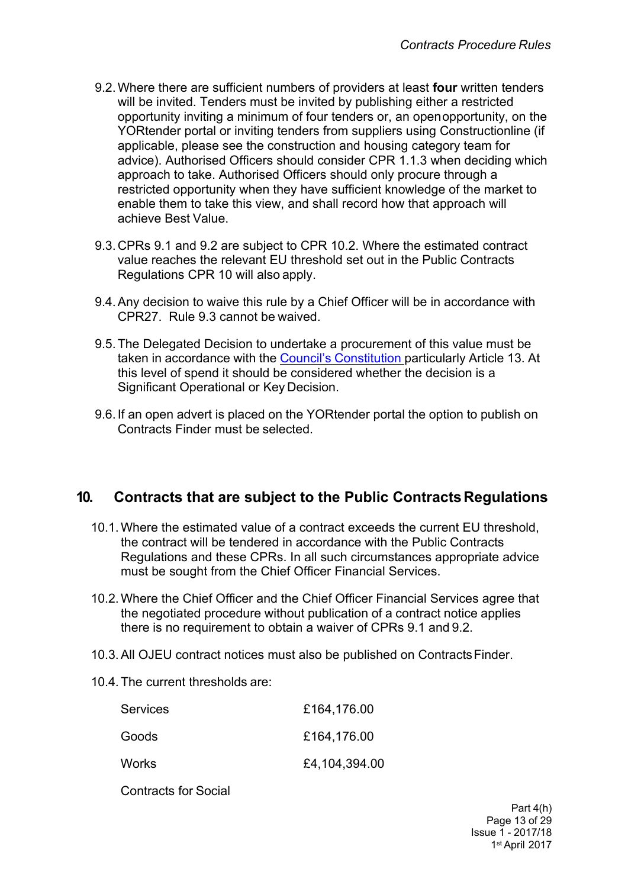9.2. Where there are sufficient numbers of providers at least **four** written tenders will be invited. Tenders must be invited by publishing either a restricted opportunity inviting a minimum of four tenders or, an open opportunity, on the YORtender portal or inviting tenders from suppliers using Constructionline (if applicable, please see the construction and housing category team for advice). Authorised Officers should consider CPR 1.1.3 when deciding which approach to take. Authorised Officers should only procure through a restricted opportunity when they have sufficient knowledge of the market to enable them to take this view, and shall record how that approach will achieve Best Value.

9.3. CPRs 9.1 and 9.2 are subject to CPR 10.2. Where the estimated contract value reaches the relevant EU threshold set out in the Public Contracts Regulations CPR 10 will also apply.

9.4. Any decision to waive this rule by a Chief Officer will be in accordance with CPR27. Rule 9.3 cannot be waived.

9.5. The Delegated Decision to undertake a procurement of this value must be taken in accordance with the Council's Constitution particularly Article 13. At this level of spend it should be considered whether the decision is a Significant Operational or Key Decision.

9.6. If an open advert is placed on the YORtender portal the option to publish on Contracts Finder must be selected.

## 10. Contracts that are subject to the Public Contracts Regulations

10.1. Where the estimated value of a contract exceeds the current EU threshold, the contract will be tendered in accordance with the Public Contracts Regulations and these CPRs. In all such circumstances appropriate advice must be sought from the Chief Officer Financial Services.

10.2. Where the Chief Officer and the Chief Officer Financial Services agree that the negotiated procedure without publication of a contract notice applies there is no requirement to obtain a waiver of CPRs 9.1 and 9.2.

10.3. All OJEU contract notices must also be published on Contracts Finder.

10.4. The current thresholds are:

| | |
|---|---|
| Services | £164,176.00 |
| Goods | £164,176.00 |
| Works | £4,104,394.00 |
| Contracts for Social | |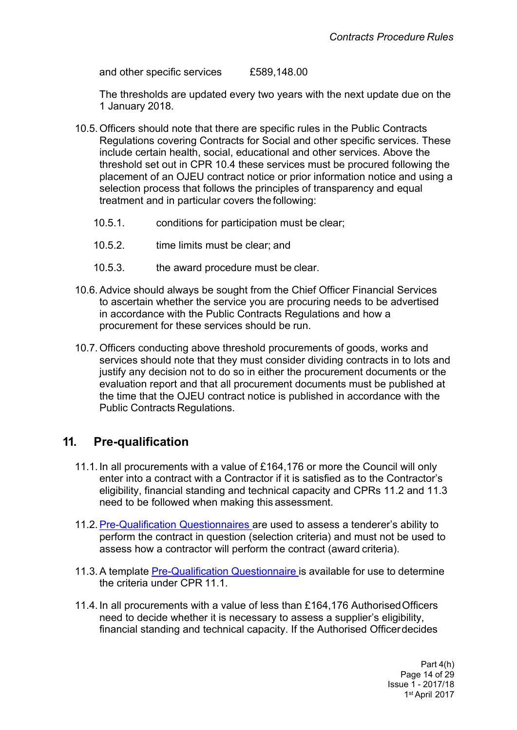and other specific services £589,148.00

The thresholds are updated every two years with the next update due on the 1 January 2018.

10.5. Officers should note that there are specific rules in the Public Contracts Regulations covering Contracts for Social and other specific services. These include certain health, social, educational and other services. Above the threshold set out in CPR 10.4 these services must be procured following the placement of an OJEU contract notice or prior information notice and using a selection process that follows the principles of transparency and equal treatment and in particular covers the following:

10.5.1. conditions for participation must be clear;

10.5.2. time limits must be clear; and

10.5.3. the award procedure must be clear.

10.6. Advice should always be sought from the Chief Officer Financial Services to ascertain whether the service you are procuring needs to be advertised in accordance with the Public Contracts Regulations and how a procurement for these services should be run.

10.7. Officers conducting above threshold procurements of goods, works and services should note that they must consider dividing contracts in to lots and justify any decision not to do so in either the procurement documents or the evaluation report and that all procurement documents must be published at the time that the OJEU contract notice is published in accordance with the Public Contracts Regulations.

## 11. Pre-qualification

11.1. In all procurements with a value of £164,176 or more the Council will only enter into a contract with a Contractor if it is satisfied as to the Contractor's eligibility, financial standing and technical capacity and CPRs 11.2 and 11.3 need to be followed when making this assessment.

11.2. Pre-Qualification Questionnaires are used to assess a tenderer's ability to perform the contract in question (selection criteria) and must not be used to assess how a contractor will perform the contract (award criteria).

11.3. A template Pre-Qualification Questionnaire is available for use to determine the criteria under CPR 11.1.

11.4. In all procurements with a value of less than £164,176 Authorised Officers need to decide whether it is necessary to assess a supplier's eligibility, financial standing and technical capacity. If the Authorised Officer decides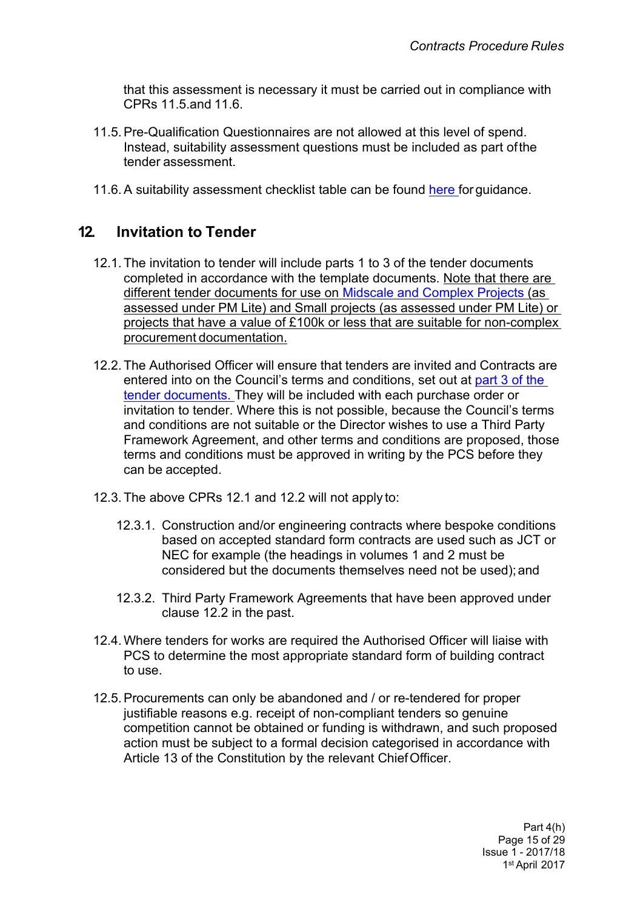that this assessment is necessary it must be carried out in compliance with CPRs 11.5.and 11.6.

11.5. Pre-Qualification Questionnaires are not allowed at this level of spend. Instead, suitability assessment questions must be included as part of the tender assessment.

11.6. A suitability assessment checklist table can be found here for guidance.

## 12. Invitation to Tender

12.1. The invitation to tender will include parts 1 to 3 of the tender documents completed in accordance with the template documents. Note that there are different tender documents for use on Midscale and Complex Projects (as assessed under PM Lite) and Small projects (as assessed under PM Lite) or projects that have a value of £100k or less that are suitable for non-complex procurement documentation.

12.2. The Authorised Officer will ensure that tenders are invited and Contracts are entered into on the Council's terms and conditions, set out at part 3 of the tender documents. They will be included with each purchase order or invitation to tender. Where this is not possible, because the Council's terms and conditions are not suitable or the Director wishes to use a Third Party Framework Agreement, and other terms and conditions are proposed, those terms and conditions must be approved in writing by the PCS before they can be accepted.

12.3. The above CPRs 12.1 and 12.2 will not apply to:

12.3.1. Construction and/or engineering contracts where bespoke conditions based on accepted standard form contracts are used such as JCT or NEC for example (the headings in volumes 1 and 2 must be considered but the documents themselves need not be used); and

12.3.2. Third Party Framework Agreements that have been approved under clause 12.2 in the past.

12.4. Where tenders for works are required the Authorised Officer will liaise with PCS to determine the most appropriate standard form of building contract to use.

12.5. Procurements can only be abandoned and / or re-tendered for proper justifiable reasons e.g. receipt of non-compliant tenders so genuine competition cannot be obtained or funding is withdrawn, and such proposed action must be subject to a formal decision categorised in accordance with Article 13 of the Constitution by the relevant Chief Officer.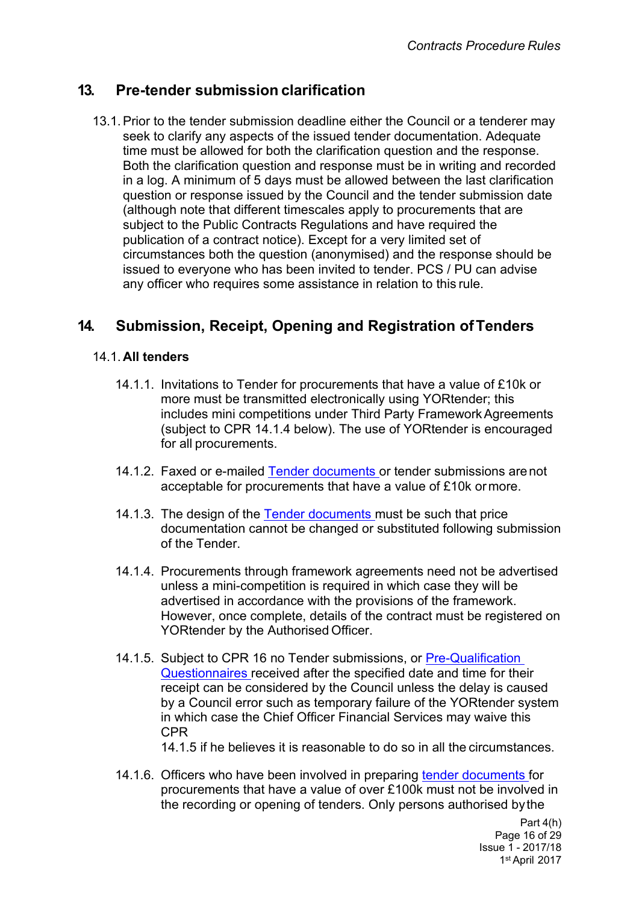## 13. Pre-tender submission clarification

13.1. Prior to the tender submission deadline either the Council or a tenderer may seek to clarify any aspects of the issued tender documentation. Adequate time must be allowed for both the clarification question and the response. Both the clarification question and response must be in writing and recorded in a log. A minimum of 5 days must be allowed between the last clarification question or response issued by the Council and the tender submission date (although note that different timescales apply to procurements that are subject to the Public Contracts Regulations and have required the publication of a contract notice). Except for a very limited set of circumstances both the question (anonymised) and the response should be issued to everyone who has been invited to tender. PCS / PU can advise any officer who requires some assistance in relation to this rule.

## 14. Submission, Receipt, Opening and Registration of Tenders

### 14.1. All tenders

14.1.1. Invitations to Tender for procurements that have a value of £10k or more must be transmitted electronically using YORtender; this includes mini competitions under Third Party Framework Agreements (subject to CPR 14.1.4 below). The use of YORtender is encouraged for all procurements.

14.1.2. Faxed or e-mailed Tender documents or tender submissions are not acceptable for procurements that have a value of £10k or more.

14.1.3. The design of the Tender documents must be such that price documentation cannot be changed or substituted following submission of the Tender.

14.1.4. Procurements through framework agreements need not be advertised unless a mini-competition is required in which case they will be advertised in accordance with the provisions of the framework. However, once complete, details of the contract must be registered on YORtender by the Authorised Officer.

14.1.5. Subject to CPR 16 no Tender submissions, or Pre-Qualification Questionnaires received after the specified date and time for their receipt can be considered by the Council unless the delay is caused by a Council error such as temporary failure of the YORtender system in which case the Chief Officer Financial Services may waive this CPR 14.1.5 if he believes it is reasonable to do so in all the circumstances.

14.1.6. Officers who have been involved in preparing tender documents for procurements that have a value of over £100k must not be involved in the recording or opening of tenders. Only persons authorised by the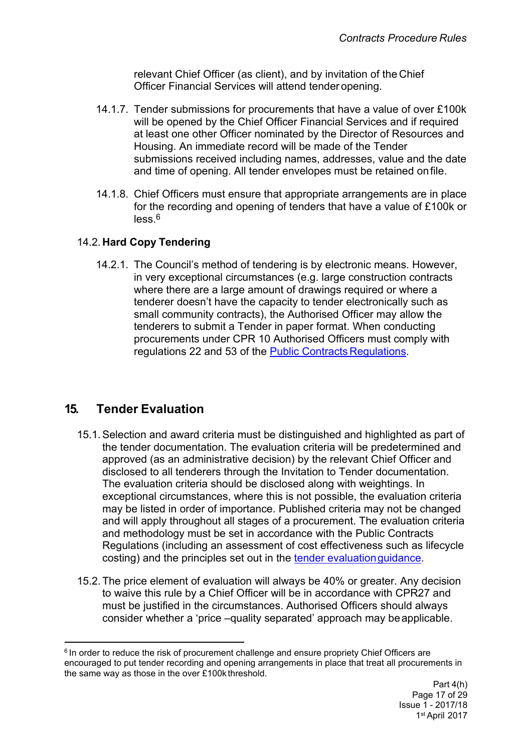relevant Chief Officer (as client), and by invitation of the Chief Officer Financial Services will attend tender opening.

14.1.7. Tender submissions for procurements that have a value of over £100k will be opened by the Chief Officer Financial Services and if required at least one other Officer nominated by the Director of Resources and Housing. An immediate record will be made of the Tender submissions received including names, addresses, value and the date and time of opening. All tender envelopes must be retained on file.

14.1.8. Chief Officers must ensure that appropriate arrangements are in place for the recording and opening of tenders that have a value of £100k or less.[6]

14.2. **Hard Copy Tendering**

14.2.1. The Council's method of tendering is by electronic means. However, in very exceptional circumstances (e.g. large construction contracts where there are a large amount of drawings required or where a tenderer doesn't have the capacity to tender electronically such as small community contracts), the Authorised Officer may allow the tenderers to submit a Tender in paper format. When conducting procurements under CPR 10 Authorised Officers must comply with regulations 22 and 53 of the Public Contracts Regulations.

## 15. Tender Evaluation

15.1. Selection and award criteria must be distinguished and highlighted as part of the tender documentation. The evaluation criteria will be predetermined and approved (as an administrative decision) by the relevant Chief Officer and disclosed to all tenderers through the Invitation to Tender documentation. The evaluation criteria should be disclosed along with weightings. In exceptional circumstances, where this is not possible, the evaluation criteria may be listed in order of importance. Published criteria may not be changed and will apply throughout all stages of a procurement. The evaluation criteria and methodology must be set in accordance with the Public Contracts Regulations (including an assessment of cost effectiveness such as lifecycle costing) and the principles set out in the tender evaluation guidance.

15.2. The price element of evaluation will always be 40% or greater. Any decision to waive this rule by a Chief Officer will be in accordance with CPR27 and must be justified in the circumstances. Authorised Officers should always consider whether a 'price –quality separated' approach may be applicable.

[6] In order to reduce the risk of procurement challenge and ensure propriety Chief Officers are encouraged to put tender recording and opening arrangements in place that treat all procurements in the same way as those in the over £100k threshold.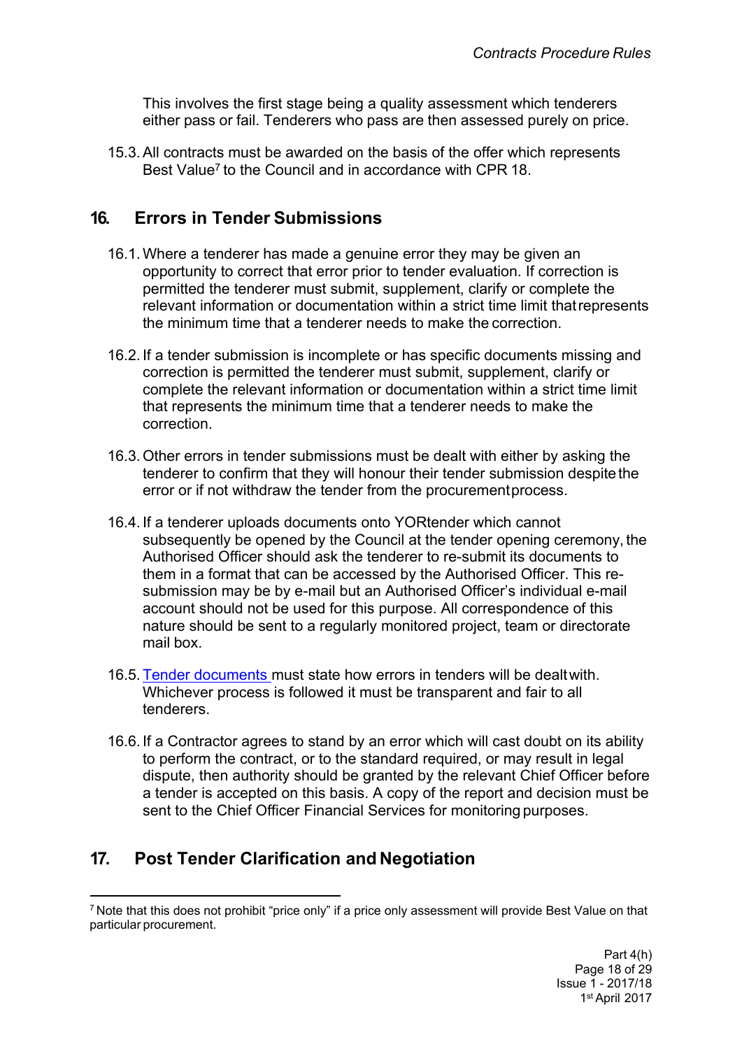This involves the first stage being a quality assessment which tenderers either pass or fail. Tenderers who pass are then assessed purely on price.

15.3. All contracts must be awarded on the basis of the offer which represents Best Value[7] to the Council and in accordance with CPR 18.

## 16. Errors in Tender Submissions

16.1. Where a tenderer has made a genuine error they may be given an opportunity to correct that error prior to tender evaluation. If correction is permitted the tenderer must submit, supplement, clarify or complete the relevant information or documentation within a strict time limit that represents the minimum time that a tenderer needs to make the correction.

16.2. If a tender submission is incomplete or has specific documents missing and correction is permitted the tenderer must submit, supplement, clarify or complete the relevant information or documentation within a strict time limit that represents the minimum time that a tenderer needs to make the correction.

16.3. Other errors in tender submissions must be dealt with either by asking the tenderer to confirm that they will honour their tender submission despite the error or if not withdraw the tender from the procurement process.

16.4. If a tenderer uploads documents onto YORtender which cannot subsequently be opened by the Council at the tender opening ceremony, the Authorised Officer should ask the tenderer to re-submit its documents to them in a format that can be accessed by the Authorised Officer. This re-submission may be by e-mail but an Authorised Officer's individual e-mail account should not be used for this purpose. All correspondence of this nature should be sent to a regularly monitored project, team or directorate mail box.

16.5. Tender documents must state how errors in tenders will be dealt with. Whichever process is followed it must be transparent and fair to all tenderers.

16.6. If a Contractor agrees to stand by an error which will cast doubt on its ability to perform the contract, or to the standard required, or may result in legal dispute, then authority should be granted by the relevant Chief Officer before a tender is accepted on this basis. A copy of the report and decision must be sent to the Chief Officer Financial Services for monitoring purposes.

## 17. Post Tender Clarification and Negotiation

[7] Note that this does not prohibit "price only" if a price only assessment will provide Best Value on that particular procurement.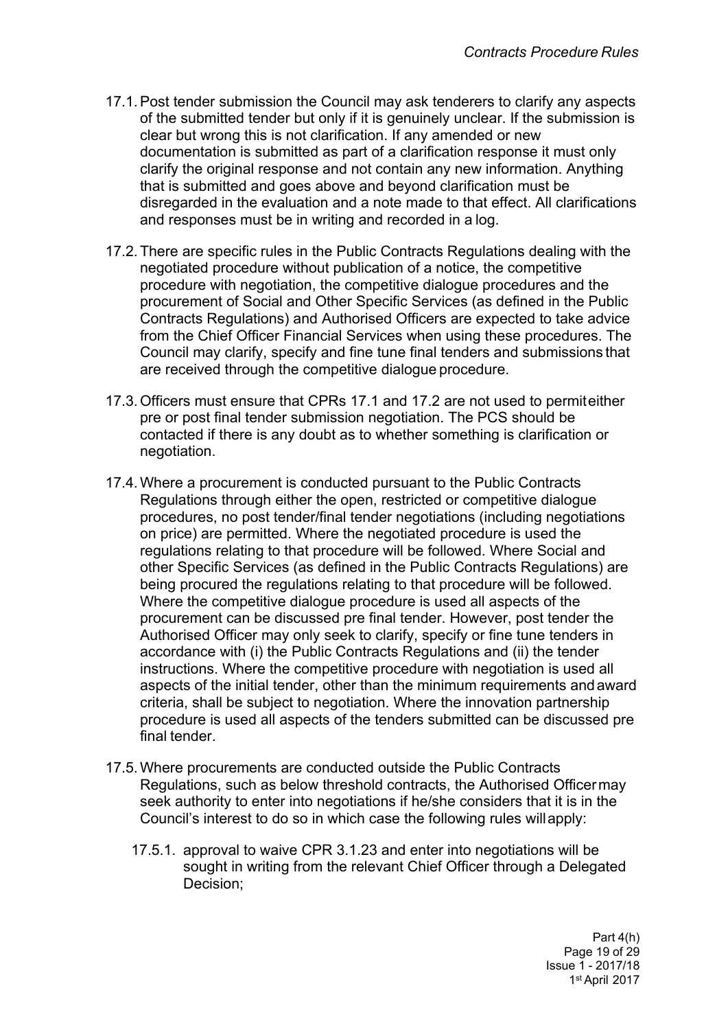17.1. Post tender submission the Council may ask tenderers to clarify any aspects of the submitted tender but only if it is genuinely unclear. If the submission is clear but wrong this is not clarification. If any amended or new documentation is submitted as part of a clarification response it must only clarify the original response and not contain any new information. Anything that is submitted and goes above and beyond clarification must be disregarded in the evaluation and a note made to that effect. All clarifications and responses must be in writing and recorded in a log.

17.2. There are specific rules in the Public Contracts Regulations dealing with the negotiated procedure without publication of a notice, the competitive procedure with negotiation, the competitive dialogue procedures and the procurement of Social and Other Specific Services (as defined in the Public Contracts Regulations) and Authorised Officers are expected to take advice from the Chief Officer Financial Services when using these procedures. The Council may clarify, specify and fine tune final tenders and submissions that are received through the competitive dialogue procedure.

17.3. Officers must ensure that CPRs 17.1 and 17.2 are not used to permit either pre or post final tender submission negotiation. The PCS should be contacted if there is any doubt as to whether something is clarification or negotiation.

17.4. Where a procurement is conducted pursuant to the Public Contracts Regulations through either the open, restricted or competitive dialogue procedures, no post tender/final tender negotiations (including negotiations on price) are permitted. Where the negotiated procedure is used the regulations relating to that procedure will be followed. Where Social and other Specific Services (as defined in the Public Contracts Regulations) are being procured the regulations relating to that procedure will be followed. Where the competitive dialogue procedure is used all aspects of the procurement can be discussed pre final tender. However, post tender the Authorised Officer may only seek to clarify, specify or fine tune tenders in accordance with (i) the Public Contracts Regulations and (ii) the tender instructions. Where the competitive procedure with negotiation is used all aspects of the initial tender, other than the minimum requirements and award criteria, shall be subject to negotiation. Where the innovation partnership procedure is used all aspects of the tenders submitted can be discussed pre final tender.

17.5. Where procurements are conducted outside the Public Contracts Regulations, such as below threshold contracts, the Authorised Officer may seek authority to enter into negotiations if he/she considers that it is in the Council's interest to do so in which case the following rules will apply:

   17.5.1. approval to waive CPR 3.1.23 and enter into negotiations will be sought in writing from the relevant Chief Officer through a Delegated Decision;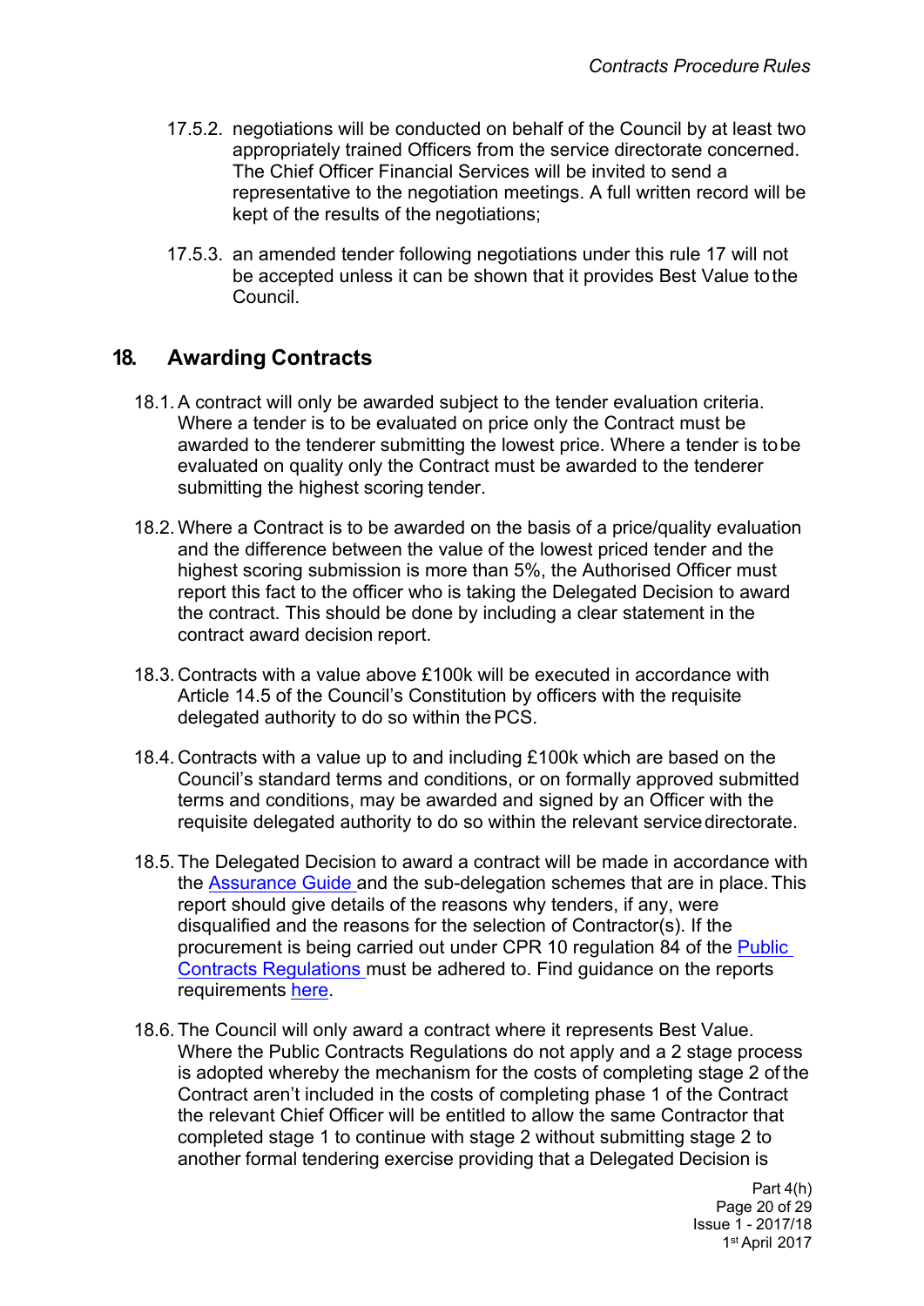17.5.2. negotiations will be conducted on behalf of the Council by at least two appropriately trained Officers from the service directorate concerned. The Chief Officer Financial Services will be invited to send a representative to the negotiation meetings. A full written record will be kept of the results of the negotiations;

17.5.3. an amended tender following negotiations under this rule 17 will not be accepted unless it can be shown that it provides Best Value to the Council.

## 18. Awarding Contracts

18.1. A contract will only be awarded subject to the tender evaluation criteria. Where a tender is to be evaluated on price only the Contract must be awarded to the tenderer submitting the lowest price. Where a tender is to be evaluated on quality only the Contract must be awarded to the tenderer submitting the highest scoring tender.

18.2. Where a Contract is to be awarded on the basis of a price/quality evaluation and the difference between the value of the lowest priced tender and the highest scoring submission is more than 5%, the Authorised Officer must report this fact to the officer who is taking the Delegated Decision to award the contract. This should be done by including a clear statement in the contract award decision report.

18.3. Contracts with a value above £100k will be executed in accordance with Article 14.5 of the Council's Constitution by officers with the requisite delegated authority to do so within the PCS.

18.4. Contracts with a value up to and including £100k which are based on the Council's standard terms and conditions, or on formally approved submitted terms and conditions, may be awarded and signed by an Officer with the requisite delegated authority to do so within the relevant service directorate.

18.5. The Delegated Decision to award a contract will be made in accordance with the Assurance Guide and the sub-delegation schemes that are in place. This report should give details of the reasons why tenders, if any, were disqualified and the reasons for the selection of Contractor(s). If the procurement is being carried out under CPR 10 regulation 84 of the Public Contracts Regulations must be adhered to. Find guidance on the reports requirements here.

18.6. The Council will only award a contract where it represents Best Value. Where the Public Contracts Regulations do not apply and a 2 stage process is adopted whereby the mechanism for the costs of completing stage 2 of the Contract aren't included in the costs of completing phase 1 of the Contract the relevant Chief Officer will be entitled to allow the same Contractor that completed stage 1 to continue with stage 2 without submitting stage 2 to another formal tendering exercise providing that a Delegated Decision is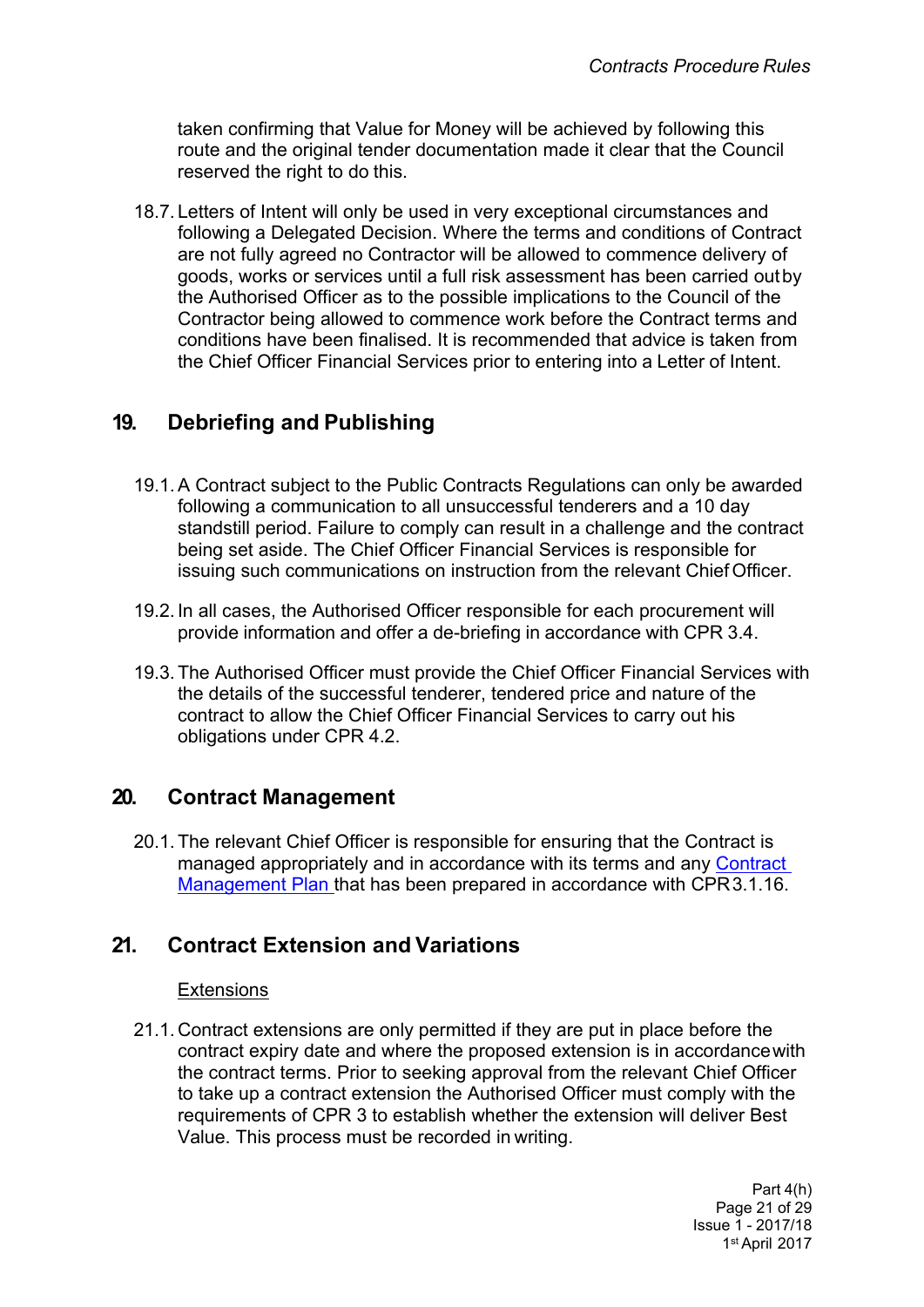taken confirming that Value for Money will be achieved by following this route and the original tender documentation made it clear that the Council reserved the right to do this.

18.7. Letters of Intent will only be used in very exceptional circumstances and following a Delegated Decision. Where the terms and conditions of Contract are not fully agreed no Contractor will be allowed to commence delivery of goods, works or services until a full risk assessment has been carried out by the Authorised Officer as to the possible implications to the Council of the Contractor being allowed to commence work before the Contract terms and conditions have been finalised. It is recommended that advice is taken from the Chief Officer Financial Services prior to entering into a Letter of Intent.

## 19. Debriefing and Publishing

19.1. A Contract subject to the Public Contracts Regulations can only be awarded following a communication to all unsuccessful tenderers and a 10 day standstill period. Failure to comply can result in a challenge and the contract being set aside. The Chief Officer Financial Services is responsible for issuing such communications on instruction from the relevant Chief Officer.

19.2. In all cases, the Authorised Officer responsible for each procurement will provide information and offer a de-briefing in accordance with CPR 3.4.

19.3. The Authorised Officer must provide the Chief Officer Financial Services with the details of the successful tenderer, tendered price and nature of the contract to allow the Chief Officer Financial Services to carry out his obligations under CPR 4.2.

## 20. Contract Management

20.1. The relevant Chief Officer is responsible for ensuring that the Contract is managed appropriately and in accordance with its terms and any Contract Management Plan that has been prepared in accordance with CPR 3.1.16.

## 21. Contract Extension and Variations

Extensions

21.1. Contract extensions are only permitted if they are put in place before the contract expiry date and where the proposed extension is in accordance with the contract terms. Prior to seeking approval from the relevant Chief Officer to take up a contract extension the Authorised Officer must comply with the requirements of CPR 3 to establish whether the extension will deliver Best Value. This process must be recorded in writing.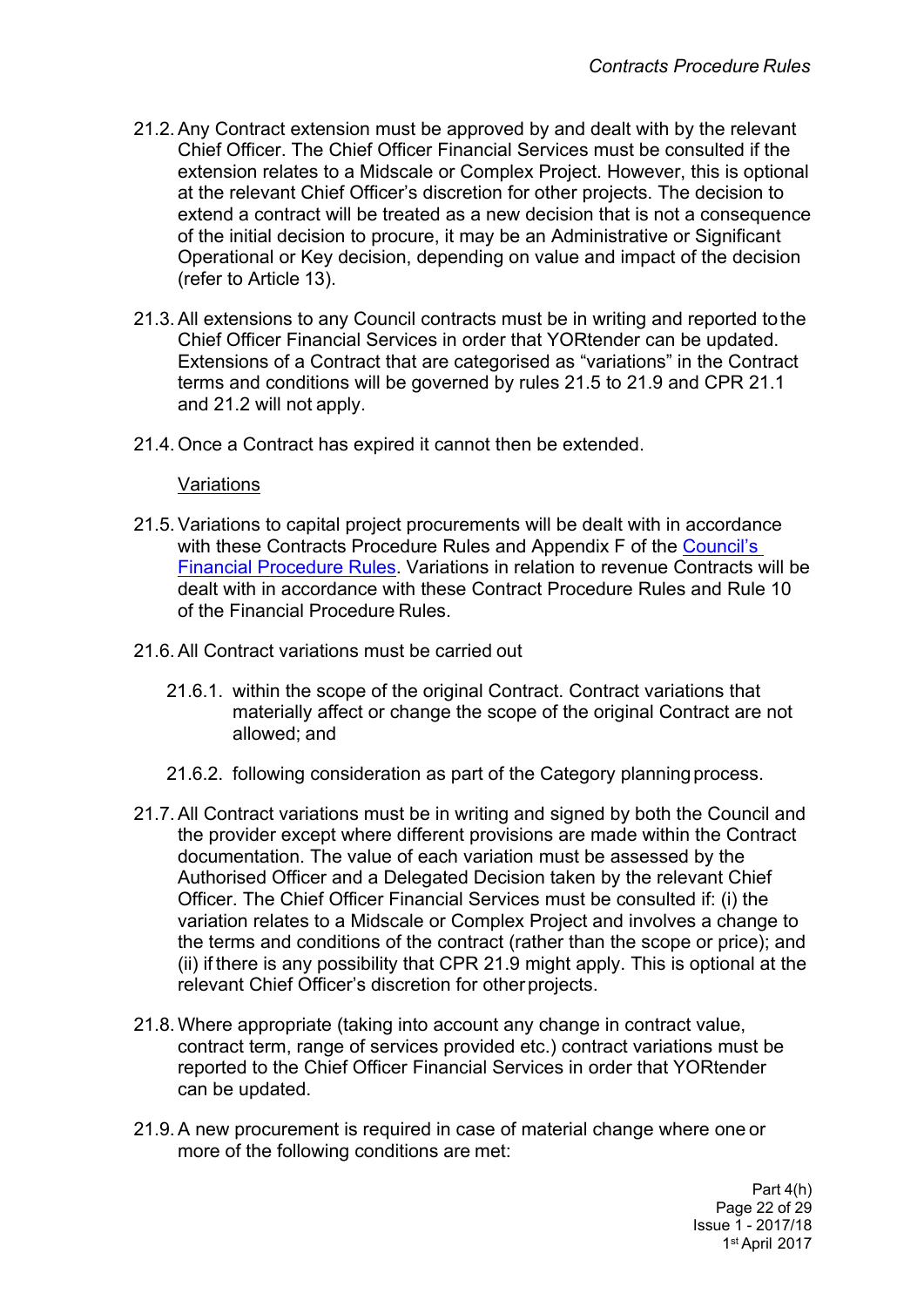21.2. Any Contract extension must be approved by and dealt with by the relevant Chief Officer. The Chief Officer Financial Services must be consulted if the extension relates to a Midscale or Complex Project. However, this is optional at the relevant Chief Officer's discretion for other projects. The decision to extend a contract will be treated as a new decision that is not a consequence of the initial decision to procure, it may be an Administrative or Significant Operational or Key decision, depending on value and impact of the decision (refer to Article 13).

21.3. All extensions to any Council contracts must be in writing and reported to the Chief Officer Financial Services in order that YORtender can be updated. Extensions of a Contract that are categorised as "variations" in the Contract terms and conditions will be governed by rules 21.5 to 21.9 and CPR 21.1 and 21.2 will not apply.

21.4. Once a Contract has expired it cannot then be extended.

<u>Variations</u>

21.5. Variations to capital project procurements will be dealt with in accordance with these Contracts Procedure Rules and Appendix F of the [Council's Financial Procedure Rules](). Variations in relation to revenue Contracts will be dealt with in accordance with these Contract Procedure Rules and Rule 10 of the Financial Procedure Rules.

21.6. All Contract variations must be carried out

21.6.1. within the scope of the original Contract. Contract variations that materially affect or change the scope of the original Contract are not allowed; and

21.6.2. following consideration as part of the Category planning process.

21.7. All Contract variations must be in writing and signed by both the Council and the provider except where different provisions are made within the Contract documentation. The value of each variation must be assessed by the Authorised Officer and a Delegated Decision taken by the relevant Chief Officer. The Chief Officer Financial Services must be consulted if: (i) the variation relates to a Midscale or Complex Project and involves a change to the terms and conditions of the contract (rather than the scope or price); and (ii) if there is any possibility that CPR 21.9 might apply. This is optional at the relevant Chief Officer's discretion for other projects.

21.8. Where appropriate (taking into account any change in contract value, contract term, range of services provided etc.) contract variations must be reported to the Chief Officer Financial Services in order that YORtender can be updated.

21.9. A new procurement is required in case of material change where one or more of the following conditions are met: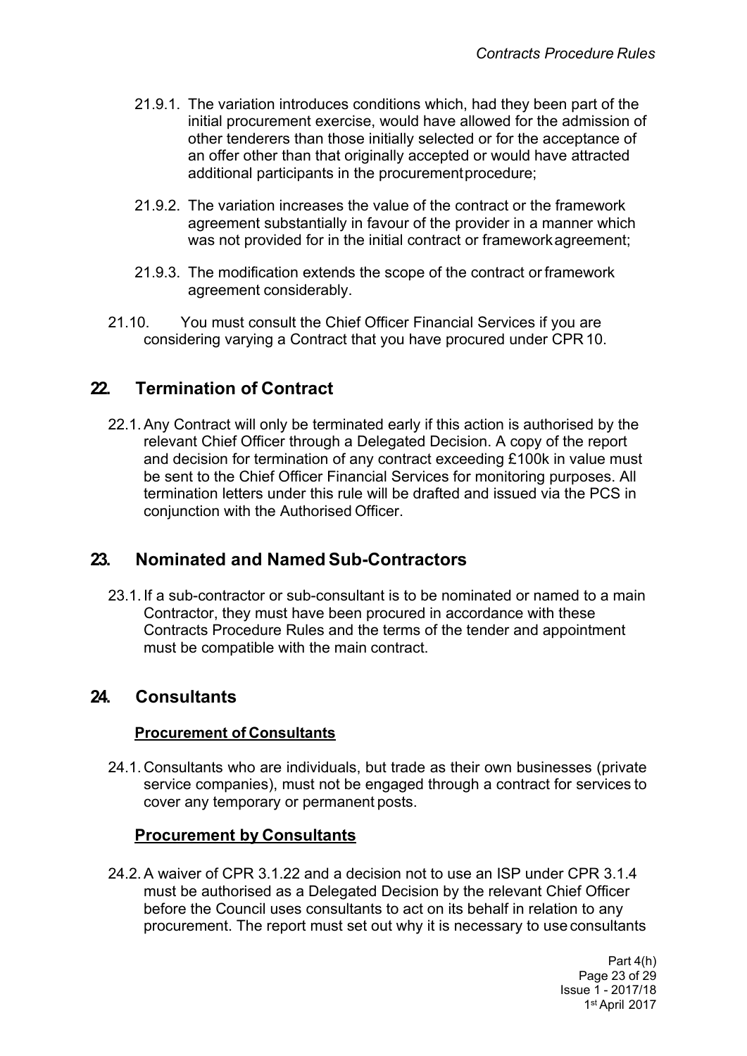21.9.1. The variation introduces conditions which, had they been part of the initial procurement exercise, would have allowed for the admission of other tenderers than those initially selected or for the acceptance of an offer other than that originally accepted or would have attracted additional participants in the procurement procedure;

21.9.2. The variation increases the value of the contract or the framework agreement substantially in favour of the provider in a manner which was not provided for in the initial contract or framework agreement;

21.9.3. The modification extends the scope of the contract or framework agreement considerably.

21.10. You must consult the Chief Officer Financial Services if you are considering varying a Contract that you have procured under CPR 10.

## 22. Termination of Contract

22.1. Any Contract will only be terminated early if this action is authorised by the relevant Chief Officer through a Delegated Decision. A copy of the report and decision for termination of any contract exceeding £100k in value must be sent to the Chief Officer Financial Services for monitoring purposes. All termination letters under this rule will be drafted and issued via the PCS in conjunction with the Authorised Officer.

## 23. Nominated and Named Sub-Contractors

23.1. If a sub-contractor or sub-consultant is to be nominated or named to a main Contractor, they must have been procured in accordance with these Contracts Procedure Rules and the terms of the tender and appointment must be compatible with the main contract.

## 24. Consultants

### Procurement of Consultants

24.1. Consultants who are individuals, but trade as their own businesses (private service companies), must not be engaged through a contract for services to cover any temporary or permanent posts.

### Procurement by Consultants

24.2. A waiver of CPR 3.1.22 and a decision not to use an ISP under CPR 3.1.4 must be authorised as a Delegated Decision by the relevant Chief Officer before the Council uses consultants to act on its behalf in relation to any procurement. The report must set out why it is necessary to use consultants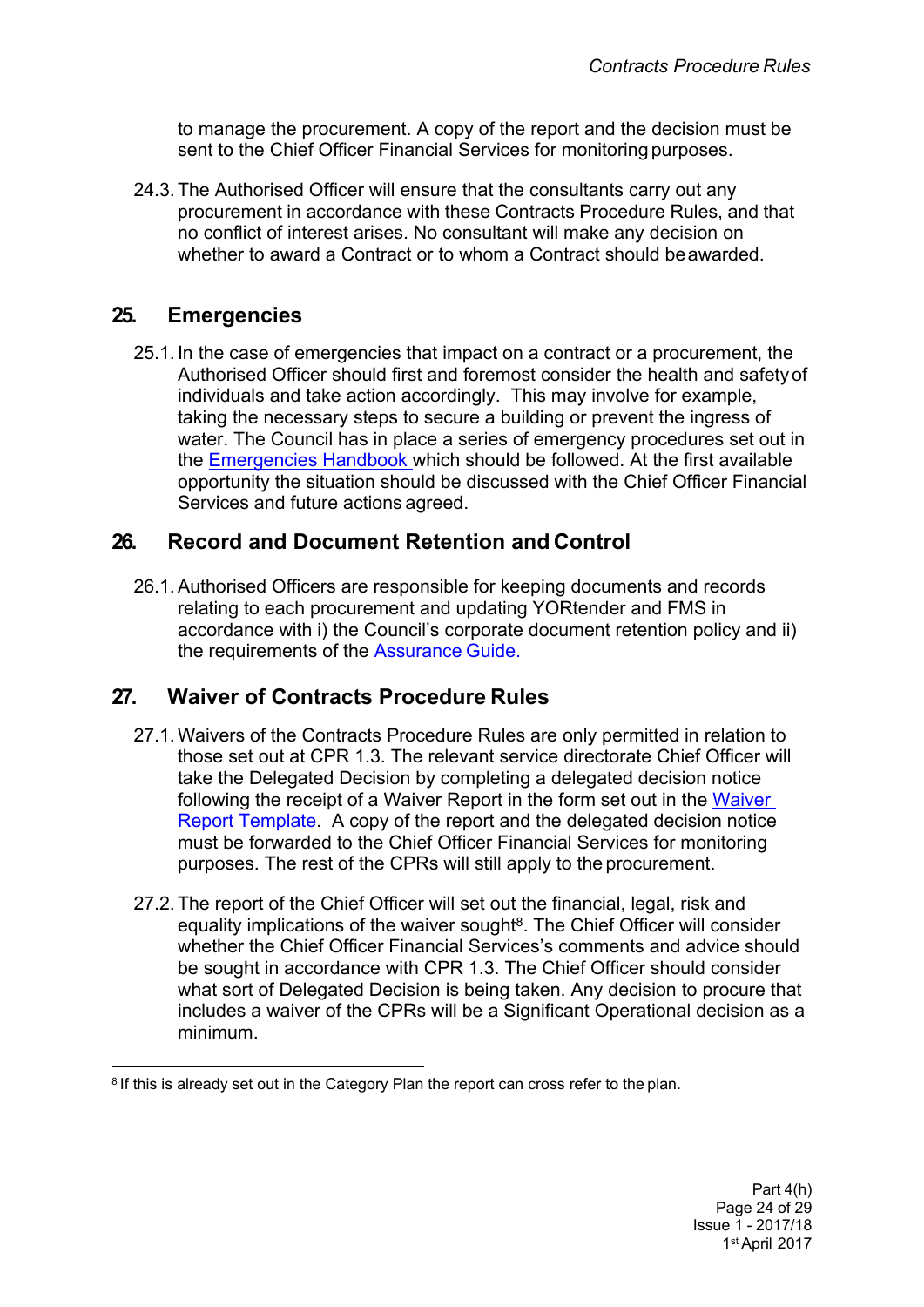to manage the procurement. A copy of the report and the decision must be sent to the Chief Officer Financial Services for monitoring purposes.

24.3. The Authorised Officer will ensure that the consultants carry out any procurement in accordance with these Contracts Procedure Rules, and that no conflict of interest arises. No consultant will make any decision on whether to award a Contract or to whom a Contract should be awarded.

## 25. Emergencies

25.1. In the case of emergencies that impact on a contract or a procurement, the Authorised Officer should first and foremost consider the health and safety of individuals and take action accordingly. This may involve for example, taking the necessary steps to secure a building or prevent the ingress of water. The Council has in place a series of emergency procedures set out in the Emergencies Handbook which should be followed. At the first available opportunity the situation should be discussed with the Chief Officer Financial Services and future actions agreed.

## 26. Record and Document Retention and Control

26.1. Authorised Officers are responsible for keeping documents and records relating to each procurement and updating YORtender and FMS in accordance with i) the Council's corporate document retention policy and ii) the requirements of the Assurance Guide.

## 27. Waiver of Contracts Procedure Rules

27.1. Waivers of the Contracts Procedure Rules are only permitted in relation to those set out at CPR 1.3. The relevant service directorate Chief Officer will take the Delegated Decision by completing a delegated decision notice following the receipt of a Waiver Report in the form set out in the Waiver Report Template. A copy of the report and the delegated decision notice must be forwarded to the Chief Officer Financial Services for monitoring purposes. The rest of the CPRs will still apply to the procurement.

27.2. The report of the Chief Officer will set out the financial, legal, risk and equality implications of the waiver sought[8]. The Chief Officer will consider whether the Chief Officer Financial Services's comments and advice should be sought in accordance with CPR 1.3. The Chief Officer should consider what sort of Delegated Decision is being taken. Any decision to procure that includes a waiver of the CPRs will be a Significant Operational decision as a minimum.

---

[8] If this is already set out in the Category Plan the report can cross refer to the plan.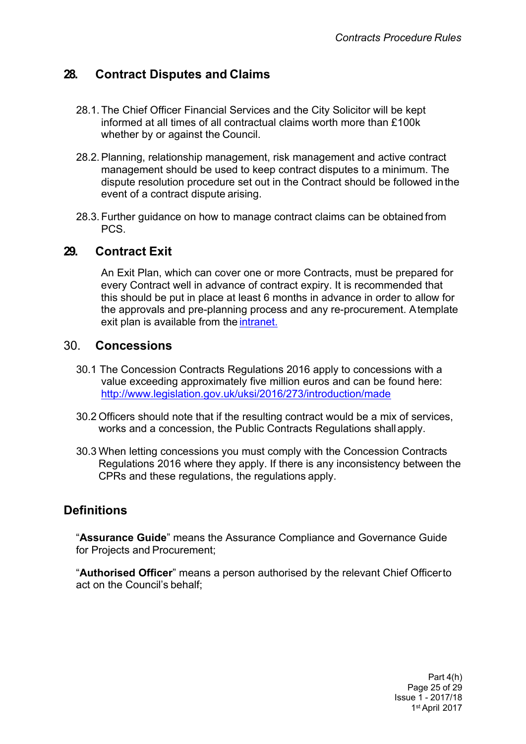## 28. Contract Disputes and Claims

28.1. The Chief Officer Financial Services and the City Solicitor will be kept informed at all times of all contractual claims worth more than £100k whether by or against the Council.

28.2. Planning, relationship management, risk management and active contract management should be used to keep contract disputes to a minimum. The dispute resolution procedure set out in the Contract should be followed in the event of a contract dispute arising.

28.3. Further guidance on how to manage contract claims can be obtained from PCS.

## 29. Contract Exit

An Exit Plan, which can cover one or more Contracts, must be prepared for every Contract well in advance of contract expiry. It is recommended that this should be put in place at least 6 months in advance in order to allow for the approvals and pre-planning process and any re-procurement. A template exit plan is available from the [intranet.]()

## 30. Concessions

30.1 The Concession Contracts Regulations 2016 apply to concessions with a value exceeding approximately five million euros and can be found here: [http://www.legislation.gov.uk/uksi/2016/273/introduction/made](http://www.legislation.gov.uk/uksi/2016/273/introduction/made)

30.2 Officers should note that if the resulting contract would be a mix of services, works and a concession, the Public Contracts Regulations shall apply.

30.3 When letting concessions you must comply with the Concession Contracts Regulations 2016 where they apply. If there is any inconsistency between the CPRs and these regulations, the regulations apply.

## Definitions

"**Assurance Guide**" means the Assurance Compliance and Governance Guide for Projects and Procurement;

"**Authorised Officer**" means a person authorised by the relevant Chief Officer to act on the Council's behalf;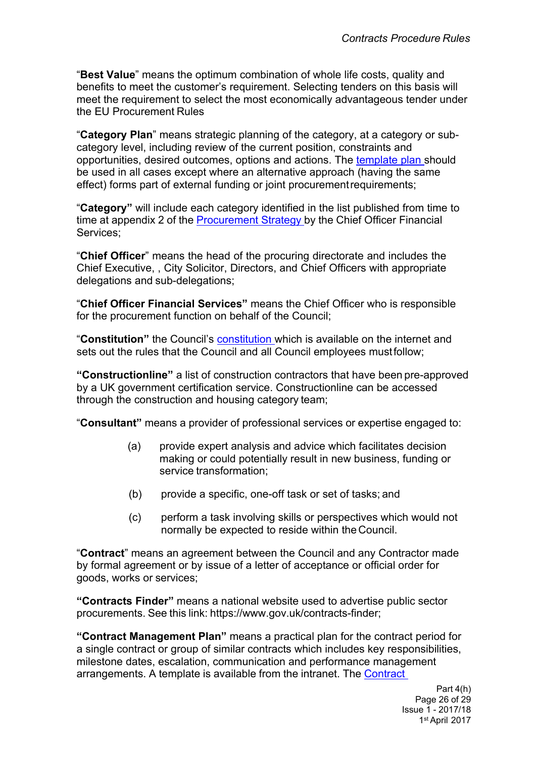"**Best Value**" means the optimum combination of whole life costs, quality and benefits to meet the customer's requirement. Selecting tenders on this basis will meet the requirement to select the most economically advantageous tender under the EU Procurement Rules

"**Category Plan**" means strategic planning of the category, at a category or sub-category level, including review of the current position, constraints and opportunities, desired outcomes, options and actions. The template plan should be used in all cases except where an alternative approach (having the same effect) forms part of external funding or joint procurement requirements;

"**Category"** will include each category identified in the list published from time to time at appendix 2 of the Procurement Strategy by the Chief Officer Financial Services;

"**Chief Officer**" means the head of the procuring directorate and includes the Chief Executive, , City Solicitor, Directors, and Chief Officers with appropriate delegations and sub-delegations;

"**Chief Officer Financial Services"** means the Chief Officer who is responsible for the procurement function on behalf of the Council;

"**Constitution"** the Council's constitution which is available on the internet and sets out the rules that the Council and all Council employees must follow;

**"Constructionline"** a list of construction contractors that have been pre-approved by a UK government certification service. Constructionline can be accessed through the construction and housing category team;

"**Consultant"** means a provider of professional services or expertise engaged to:

(a) provide expert analysis and advice which facilitates decision making or could potentially result in new business, funding or service transformation;

(b) provide a specific, one-off task or set of tasks; and

(c) perform a task involving skills or perspectives which would not normally be expected to reside within the Council.

"**Contract**" means an agreement between the Council and any Contractor made by formal agreement or by issue of a letter of acceptance or official order for goods, works or services;

**"Contracts Finder"** means a national website used to advertise public sector procurements. See this link: https://www.gov.uk/contracts-finder;

**"Contract Management Plan"** means a practical plan for the contract period for a single contract or group of similar contracts which includes key responsibilities, milestone dates, escalation, communication and performance management arrangements. A template is available from the intranet. The Contract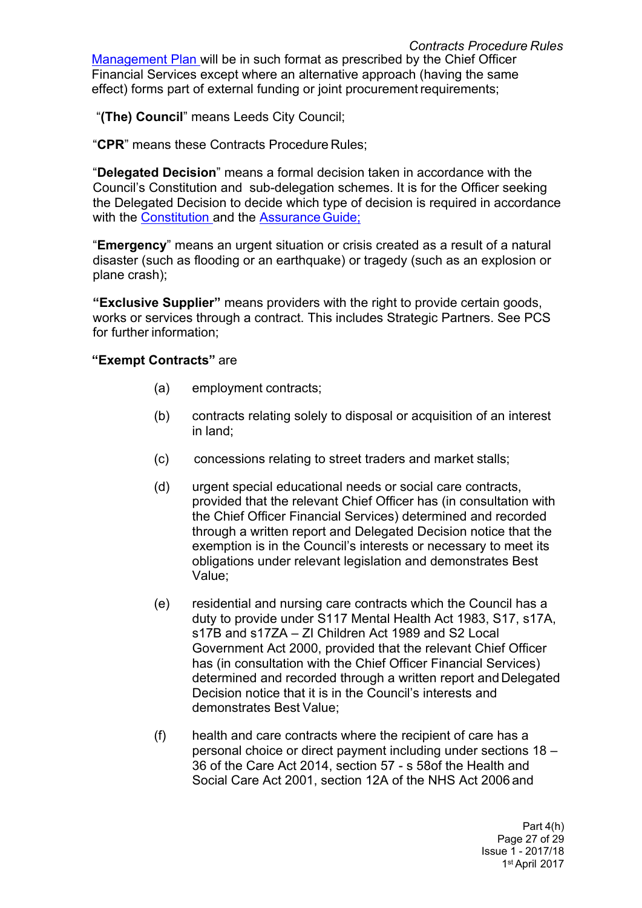Management Plan will be in such format as prescribed by the Chief Officer Financial Services except where an alternative approach (having the same effect) forms part of external funding or joint procurement requirements;

"**(The) Council**" means Leeds City Council;

"**CPR**" means these Contracts Procedure Rules;

"**Delegated Decision**" means a formal decision taken in accordance with the Council's Constitution and sub-delegation schemes. It is for the Officer seeking the Delegated Decision to decide which type of decision is required in accordance with the Constitution and the Assurance Guide;

"**Emergency**" means an urgent situation or crisis created as a result of a natural disaster (such as flooding or an earthquake) or tragedy (such as an explosion or plane crash);

**"Exclusive Supplier"** means providers with the right to provide certain goods, works or services through a contract. This includes Strategic Partners. See PCS for further information;

**"Exempt Contracts"** are

(a) employment contracts;

(b) contracts relating solely to disposal or acquisition of an interest in land;

(c) concessions relating to street traders and market stalls;

(d) urgent special educational needs or social care contracts, provided that the relevant Chief Officer has (in consultation with the Chief Officer Financial Services) determined and recorded through a written report and Delegated Decision notice that the exemption is in the Council's interests or necessary to meet its obligations under relevant legislation and demonstrates Best Value;

(e) residential and nursing care contracts which the Council has a duty to provide under S117 Mental Health Act 1983, S17, s17A, s17B and s17ZA – ZI Children Act 1989 and S2 Local Government Act 2000, provided that the relevant Chief Officer has (in consultation with the Chief Officer Financial Services) determined and recorded through a written report and Delegated Decision notice that it is in the Council's interests and demonstrates Best Value;

(f) health and care contracts where the recipient of care has a personal choice or direct payment including under sections 18 – 36 of the Care Act 2014, section 57 - s 58of the Health and Social Care Act 2001, section 12A of the NHS Act 2006 and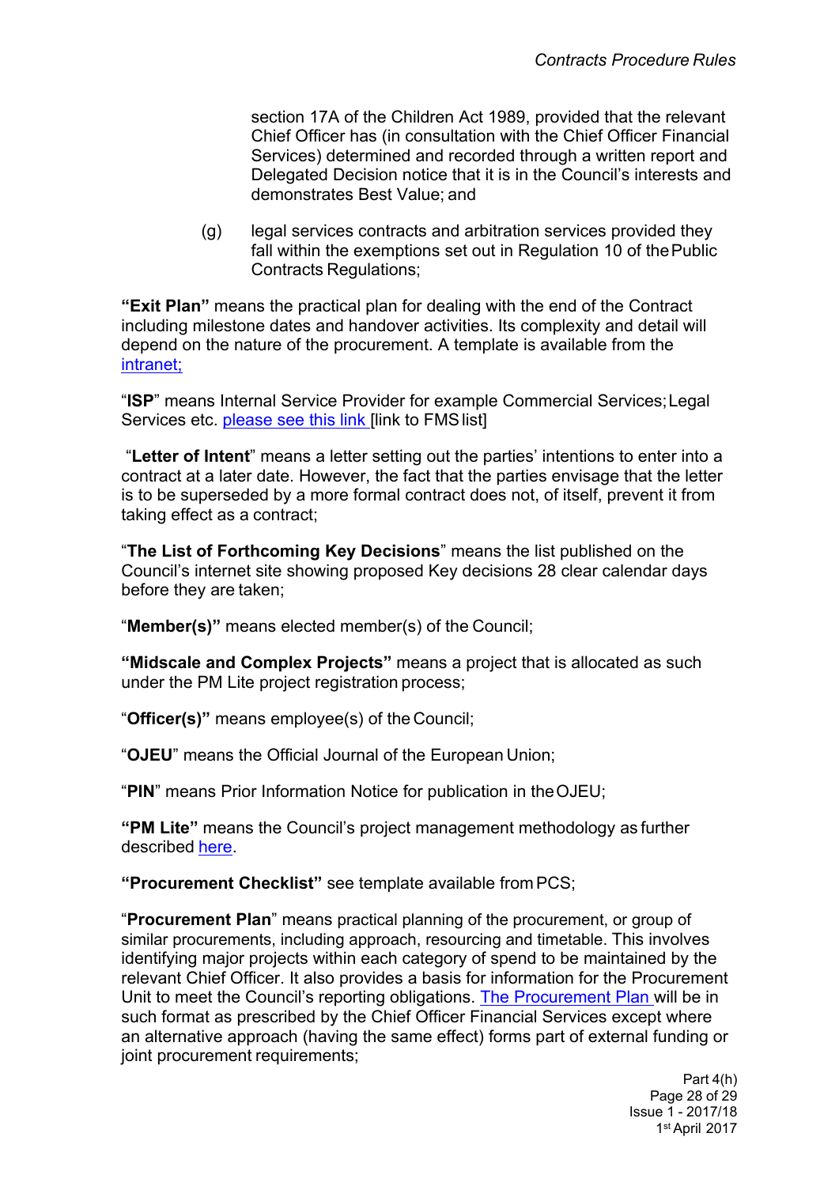section 17A of the Children Act 1989, provided that the relevant Chief Officer has (in consultation with the Chief Officer Financial Services) determined and recorded through a written report and Delegated Decision notice that it is in the Council's interests and demonstrates Best Value; and

(g) legal services contracts and arbitration services provided they fall within the exemptions set out in Regulation 10 of the Public Contracts Regulations;

**"Exit Plan"** means the practical plan for dealing with the end of the Contract including milestone dates and handover activities. Its complexity and detail will depend on the nature of the procurement. A template is available from the intranet;

"**ISP**" means Internal Service Provider for example Commercial Services; Legal Services etc. please see this link [link to FMS list]

"**Letter of Intent**" means a letter setting out the parties' intentions to enter into a contract at a later date. However, the fact that the parties envisage that the letter is to be superseded by a more formal contract does not, of itself, prevent it from taking effect as a contract;

"**The List of Forthcoming Key Decisions**" means the list published on the Council's internet site showing proposed Key decisions 28 clear calendar days before they are taken;

"**Member(s)"** means elected member(s) of the Council;

**"Midscale and Complex Projects"** means a project that is allocated as such under the PM Lite project registration process;

"**Officer(s)"** means employee(s) of the Council;

"**OJEU**" means the Official Journal of the European Union;

"**PIN**" means Prior Information Notice for publication in the OJEU;

**"PM Lite"** means the Council's project management methodology as further described here.

**"Procurement Checklist"** see template available from PCS;

"**Procurement Plan**" means practical planning of the procurement, or group of similar procurements, including approach, resourcing and timetable. This involves identifying major projects within each category of spend to be maintained by the relevant Chief Officer. It also provides a basis for information for the Procurement Unit to meet the Council's reporting obligations. The Procurement Plan will be in such format as prescribed by the Chief Officer Financial Services except where an alternative approach (having the same effect) forms part of external funding or joint procurement requirements;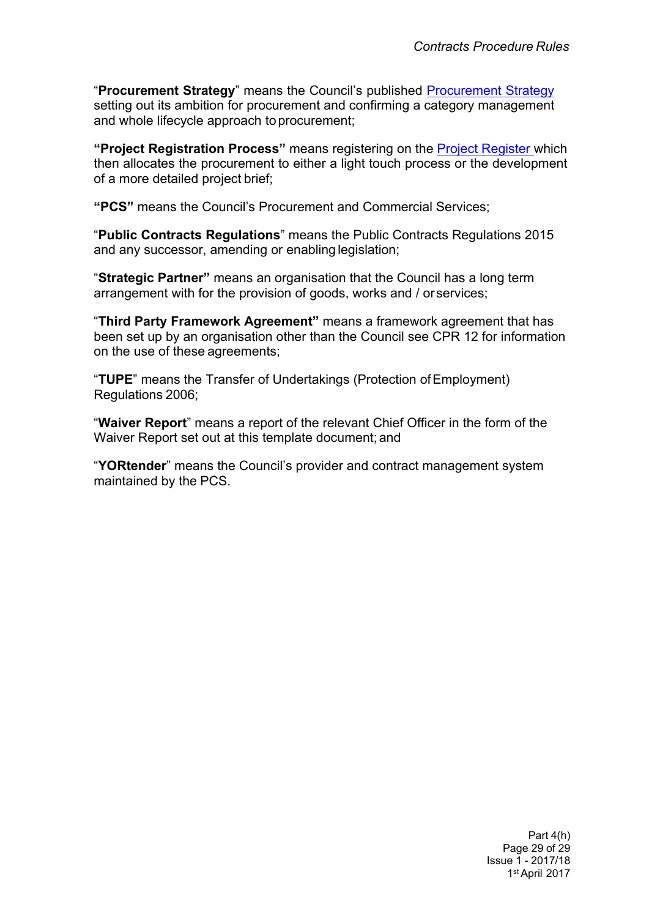"**Procurement Strategy**" means the Council's published Procurement Strategy setting out its ambition for procurement and confirming a category management and whole lifecycle approach to procurement;

**"Project Registration Process"** means registering on the Project Register which then allocates the procurement to either a light touch process or the development of a more detailed project brief;

**"PCS"** means the Council's Procurement and Commercial Services;

"**Public Contracts Regulations**" means the Public Contracts Regulations 2015 and any successor, amending or enabling legislation;

"**Strategic Partner"** means an organisation that the Council has a long term arrangement with for the provision of goods, works and / or services;

"**Third Party Framework Agreement"** means a framework agreement that has been set up by an organisation other than the Council see CPR 12 for information on the use of these agreements;

"**TUPE**" means the Transfer of Undertakings (Protection of Employment) Regulations 2006;

"**Waiver Report**" means a report of the relevant Chief Officer in the form of the Waiver Report set out at this template document; and

"**YORtender**" means the Council's provider and contract management system maintained by the PCS.